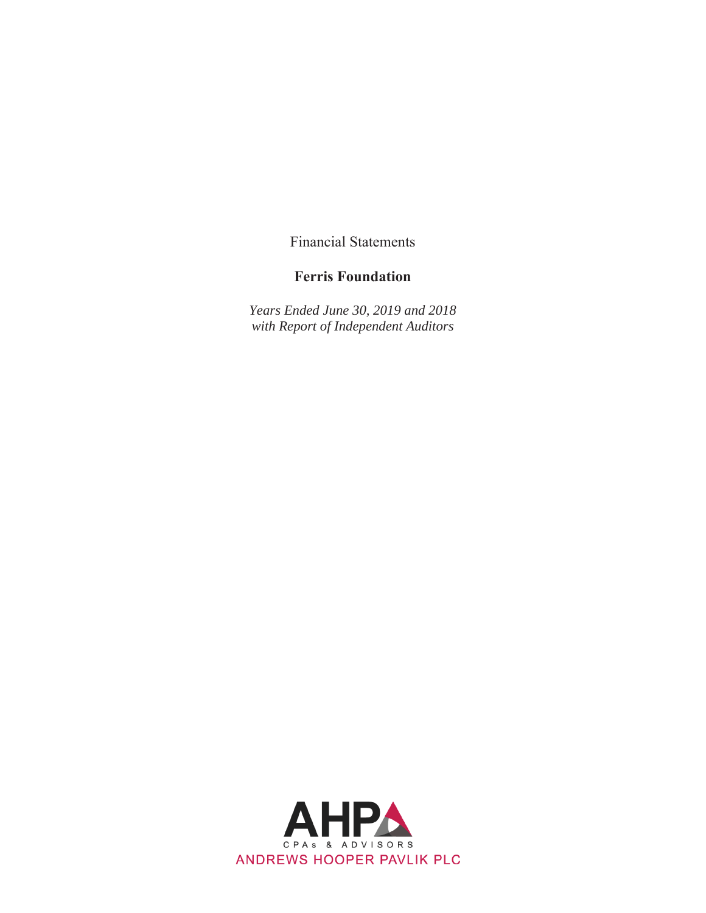Financial Statements

# Ferris Foundation

*Years Ended June 30, 2019 and 2018*
*with Report of Independent Auditors*

AHP
CPAs & ADVISORS
ANDREWS HOOPER PAVLIK PLC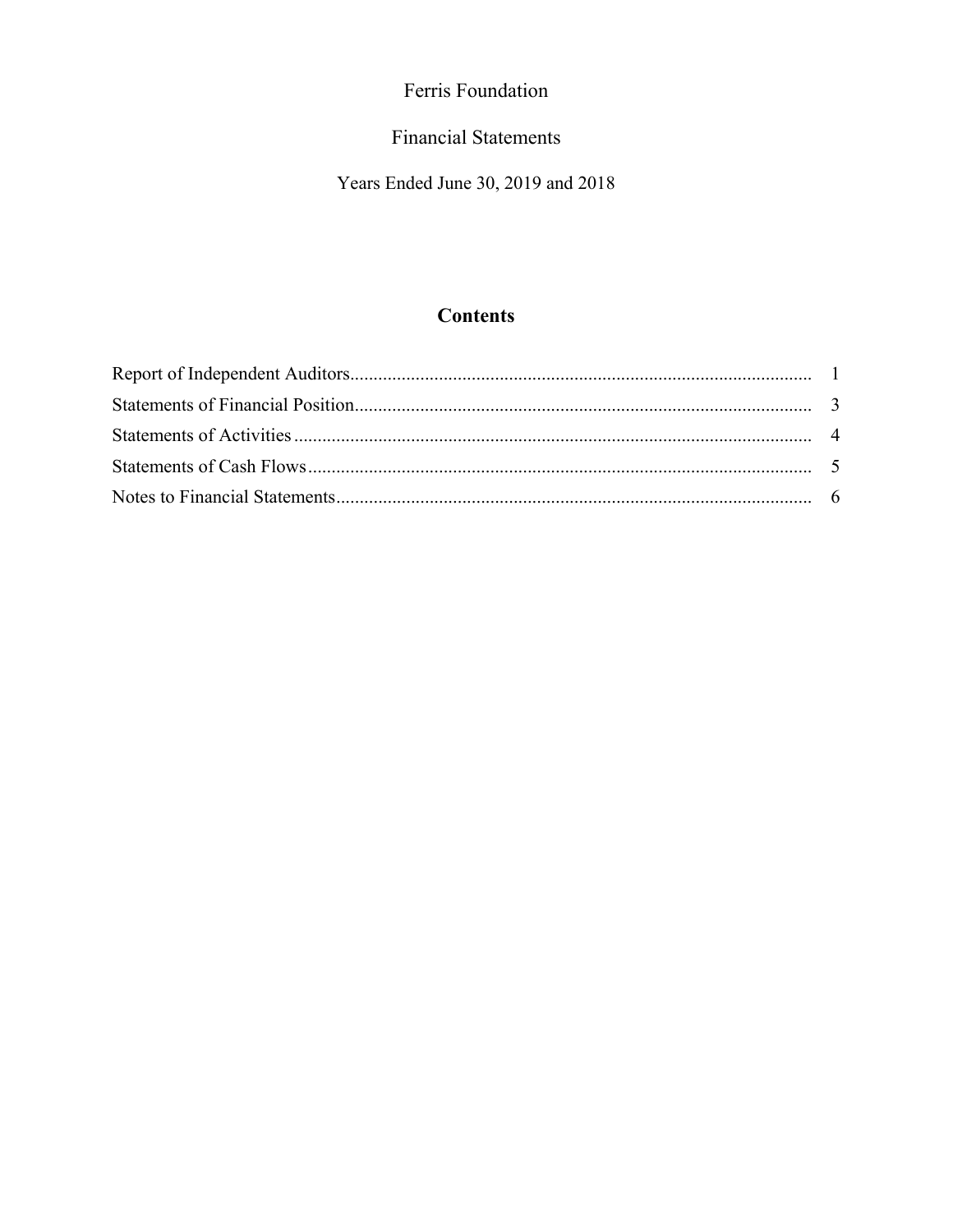# Ferris Foundation

## Financial Statements

Years Ended June 30, 2019 and 2018

## Contents

| | |
|---|---|
| Report of Independent Auditors | 1 |
| Statements of Financial Position | 3 |
| Statements of Activities | 4 |
| Statements of Cash Flows | 5 |
| Notes to Financial Statements | 6 |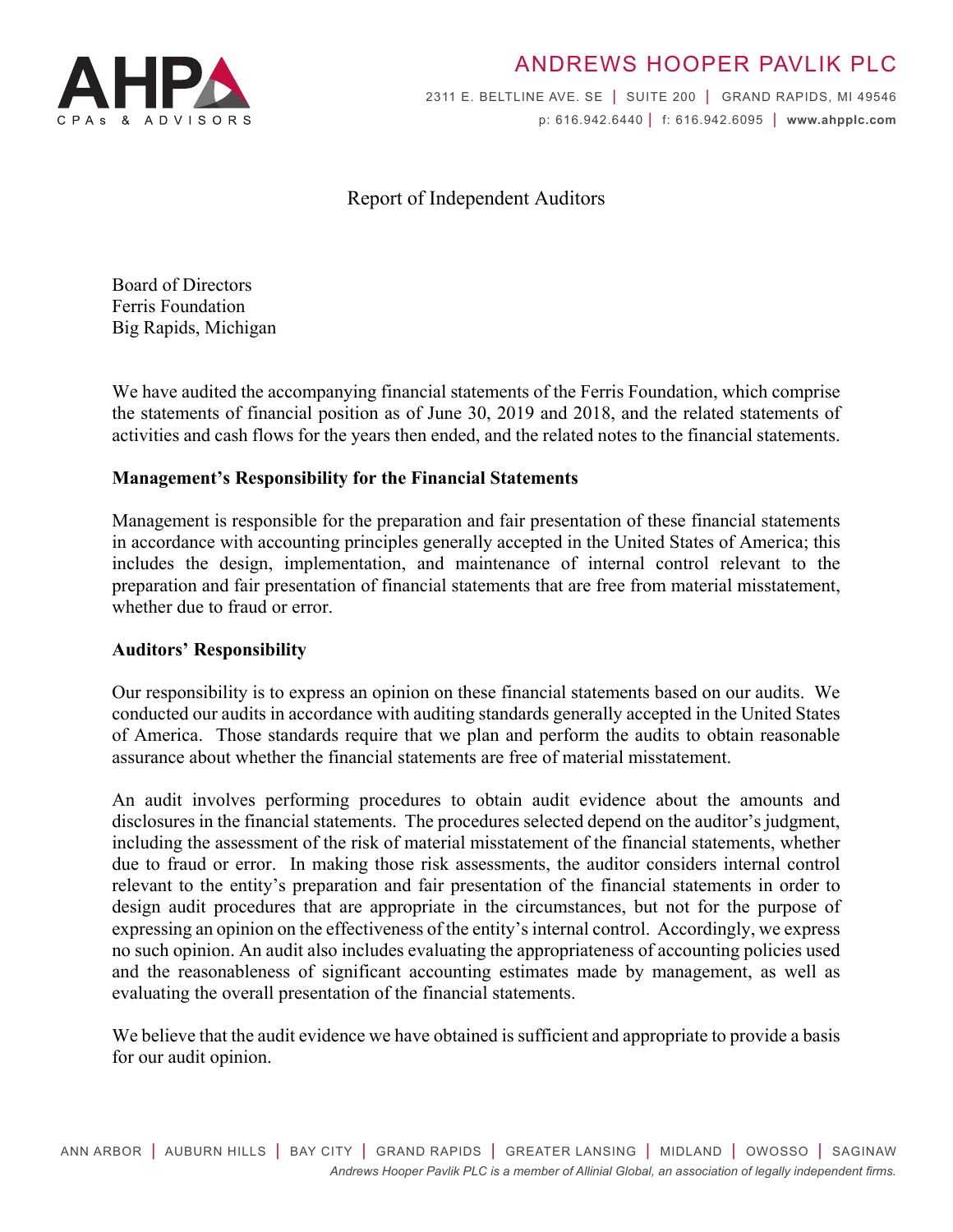# ANDREWS HOOPER PAVLIK PLC

2311 E. BELTLINE AVE. SE | SUITE 200 | GRAND RAPIDS, MI 49546
p: 616.942.6440 | f: 616.942.6095 | www.ahpplc.com

## Report of Independent Auditors

Board of Directors
Ferris Foundation
Big Rapids, Michigan

We have audited the accompanying financial statements of the Ferris Foundation, which comprise the statements of financial position as of June 30, 2019 and 2018, and the related statements of activities and cash flows for the years then ended, and the related notes to the financial statements.

### Management's Responsibility for the Financial Statements

Management is responsible for the preparation and fair presentation of these financial statements in accordance with accounting principles generally accepted in the United States of America; this includes the design, implementation, and maintenance of internal control relevant to the preparation and fair presentation of financial statements that are free from material misstatement, whether due to fraud or error.

### Auditors' Responsibility

Our responsibility is to express an opinion on these financial statements based on our audits. We conducted our audits in accordance with auditing standards generally accepted in the United States of America. Those standards require that we plan and perform the audits to obtain reasonable assurance about whether the financial statements are free of material misstatement.

An audit involves performing procedures to obtain audit evidence about the amounts and disclosures in the financial statements. The procedures selected depend on the auditor's judgment, including the assessment of the risk of material misstatement of the financial statements, whether due to fraud or error. In making those risk assessments, the auditor considers internal control relevant to the entity's preparation and fair presentation of the financial statements in order to design audit procedures that are appropriate in the circumstances, but not for the purpose of expressing an opinion on the effectiveness of the entity's internal control. Accordingly, we express no such opinion. An audit also includes evaluating the appropriateness of accounting policies used and the reasonableness of significant accounting estimates made by management, as well as evaluating the overall presentation of the financial statements.

We believe that the audit evidence we have obtained is sufficient and appropriate to provide a basis for our audit opinion.

ANN ARBOR | AUBURN HILLS | BAY CITY | GRAND RAPIDS | GREATER LANSING | MIDLAND | OWOSSO | SAGINAW

*Andrews Hooper Pavlik PLC is a member of Allinial Global, an association of legally independent firms.*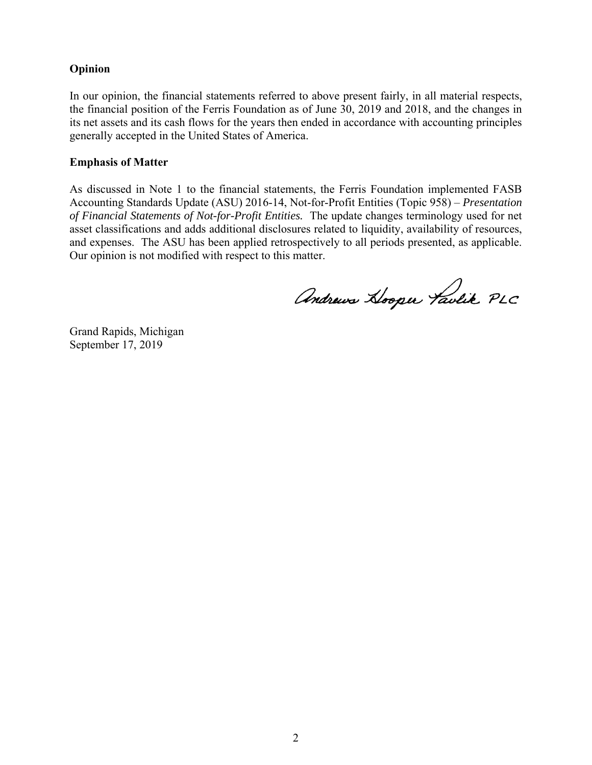**Opinion**

In our opinion, the financial statements referred to above present fairly, in all material respects, the financial position of the Ferris Foundation as of June 30, 2019 and 2018, and the changes in its net assets and its cash flows for the years then ended in accordance with accounting principles generally accepted in the United States of America.

**Emphasis of Matter**

As discussed in Note 1 to the financial statements, the Ferris Foundation implemented FASB Accounting Standards Update (ASU) 2016-14, Not-for-Profit Entities (Topic 958) – *Presentation of Financial Statements of Not-for-Profit Entities.* The update changes terminology used for net asset classifications and adds additional disclosures related to liquidity, availability of resources, and expenses. The ASU has been applied retrospectively to all periods presented, as applicable. Our opinion is not modified with respect to this matter.

Andrews Hooper Pavlik PLC

Grand Rapids, Michigan
September 17, 2019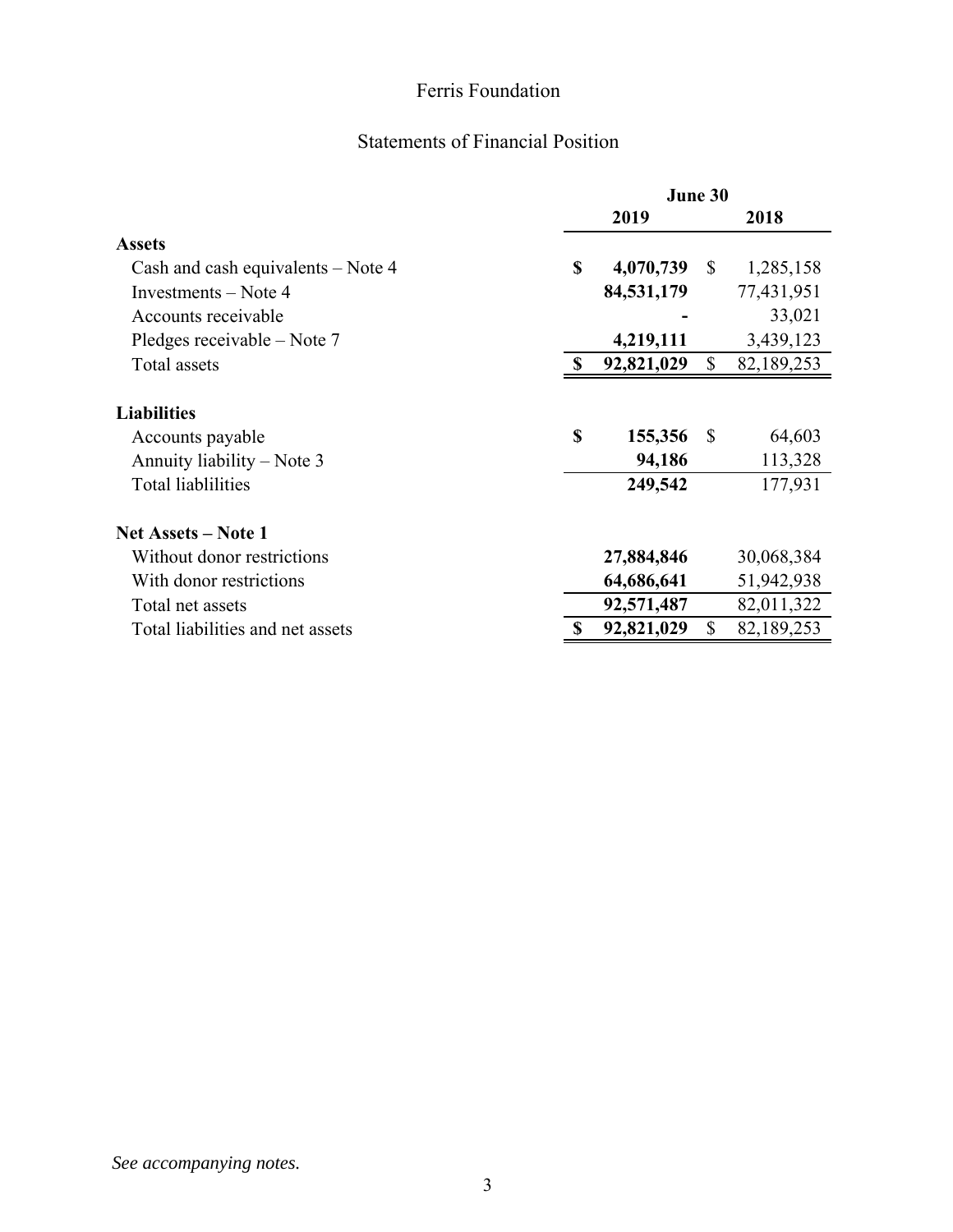# Ferris Foundation

## Statements of Financial Position

| | June 30 | |
|---|---|---|
| | **2019** | **2018** |
| **Assets** | | |
| Cash and cash equivalents – Note 4 | **$ 4,070,739** | $ 1,285,158 |
| Investments – Note 4 | **84,531,179** | 77,431,951 |
| Accounts receivable | **-** | 33,021 |
| Pledges receivable – Note 7 | **4,219,111** | 3,439,123 |
| Total assets | **$ 92,821,029** | $ 82,189,253 |
| | | |
| **Liabilities** | | |
| Accounts payable | **$ 155,356** | $ 64,603 |
| Annuity liability – Note 3 | **94,186** | 113,328 |
| Total liablilities | **249,542** | 177,931 |
| | | |
| **Net Assets – Note 1** | | |
| Without donor restrictions | **27,884,846** | 30,068,384 |
| With donor restrictions | **64,686,641** | 51,942,938 |
| Total net assets | **92,571,487** | 82,011,322 |
| Total liabilities and net assets | **$ 92,821,029** | $ 82,189,253 |

*See accompanying notes.*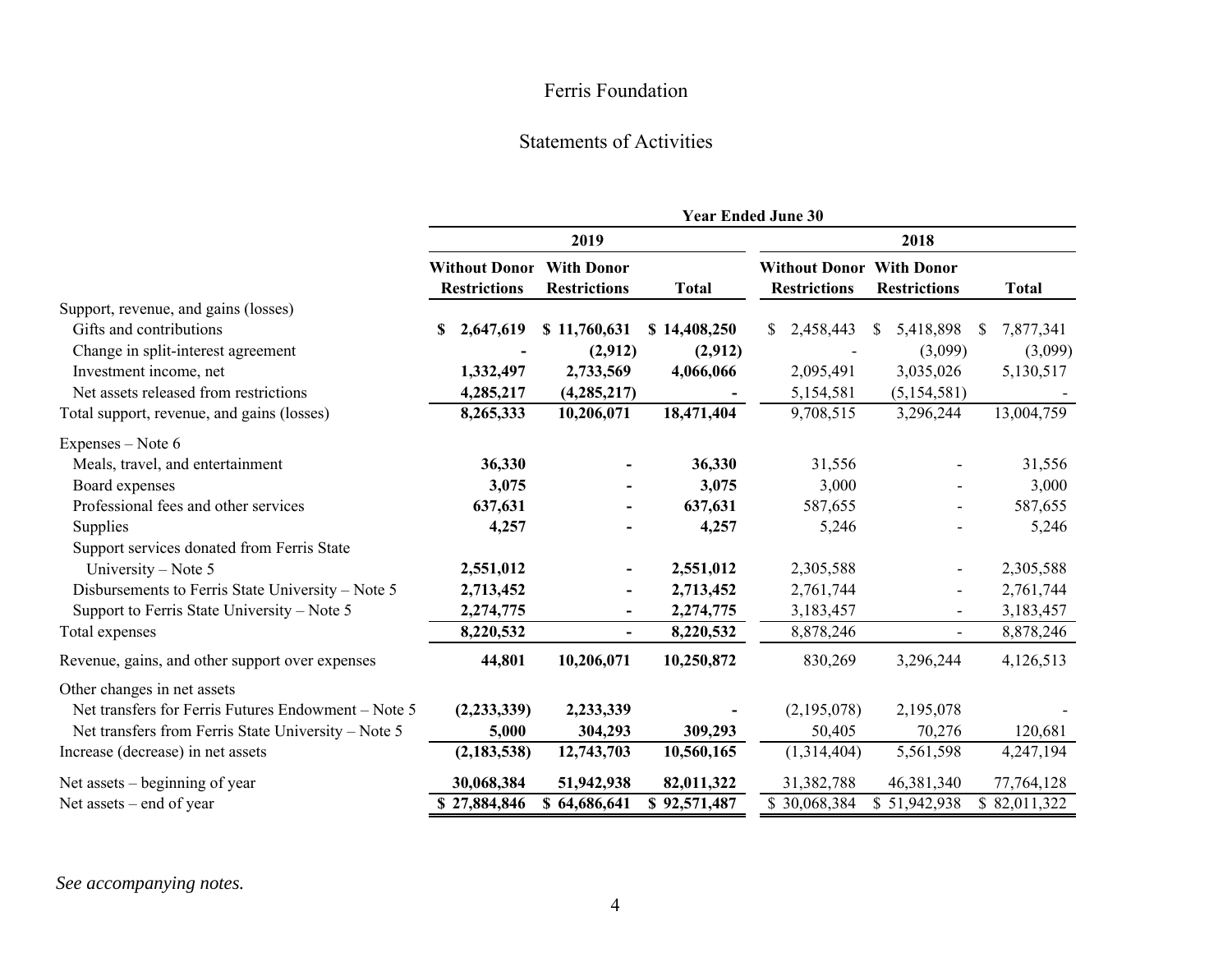# Ferris Foundation

## Statements of Activities

| | Year Ended June 30 | | | | | |
|---|---|---|---|---|---|---|
| | 2019 | | | 2018 | | |
| | **Without Donor Restrictions** | **With Donor Restrictions** | **Total** | **Without Donor Restrictions** | **With Donor Restrictions** | **Total** |
| Support, revenue, and gains (losses) | | | | | | |
| Gifts and contributions | **$ 2,647,619** | **$ 11,760,631** | **$ 14,408,250** | $ 2,458,443 | $ 5,418,898 | $ 7,877,341 |
| Change in split-interest agreement | **-** | **(2,912)** | **(2,912)** | - | (3,099) | (3,099) |
| Investment income, net | **1,332,497** | **2,733,569** | **4,066,066** | 2,095,491 | 3,035,026 | 5,130,517 |
| Net assets released from restrictions | **4,285,217** | **(4,285,217)** | **-** | 5,154,581 | (5,154,581) | - |
| Total support, revenue, and gains (losses) | **8,265,333** | **10,206,071** | **18,471,404** | 9,708,515 | 3,296,244 | 13,004,759 |
| Expenses – Note 6 | | | | | | |
| Meals, travel, and entertainment | **36,330** | **-** | **36,330** | 31,556 | - | 31,556 |
| Board expenses | **3,075** | **-** | **3,075** | 3,000 | - | 3,000 |
| Professional fees and other services | **637,631** | **-** | **637,631** | 587,655 | - | 587,655 |
| Supplies | **4,257** | **-** | **4,257** | 5,246 | - | 5,246 |
| Support services donated from Ferris State University – Note 5 | **2,551,012** | **-** | **2,551,012** | 2,305,588 | - | 2,305,588 |
| Disbursements to Ferris State University – Note 5 | **2,713,452** | **-** | **2,713,452** | 2,761,744 | - | 2,761,744 |
| Support to Ferris State University – Note 5 | **2,274,775** | **-** | **2,274,775** | 3,183,457 | - | 3,183,457 |
| Total expenses | **8,220,532** | **-** | **8,220,532** | 8,878,246 | - | 8,878,246 |
| Revenue, gains, and other support over expenses | **44,801** | **10,206,071** | **10,250,872** | 830,269 | 3,296,244 | 4,126,513 |
| Other changes in net assets | | | | | | |
| Net transfers for Ferris Futures Endowment – Note 5 | **(2,233,339)** | **2,233,339** | **-** | (2,195,078) | 2,195,078 | - |
| Net transfers from Ferris State University – Note 5 | **5,000** | **304,293** | **309,293** | 50,405 | 70,276 | 120,681 |
| Increase (decrease) in net assets | **(2,183,538)** | **12,743,703** | **10,560,165** | (1,314,404) | 5,561,598 | 4,247,194 |
| Net assets – beginning of year | **30,068,384** | **51,942,938** | **82,011,322** | 31,382,788 | 46,381,340 | 77,764,128 |
| Net assets – end of year | **$ 27,884,846** | **$ 64,686,641** | **$ 92,571,487** | $ 30,068,384 | $ 51,942,938 | $ 82,011,322 |

*See accompanying notes.*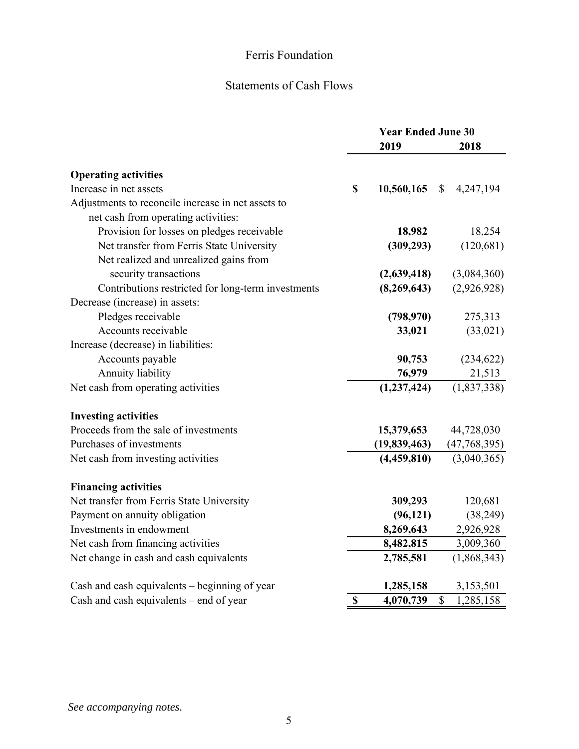# Ferris Foundation

## Statements of Cash Flows

| | Year Ended June 30 | |
|---|---|---|
| | **2019** | **2018** |
| **Operating activities** | | |
| Increase in net assets | **$ 10,560,165** | $ 4,247,194 |
| Adjustments to reconcile increase in net assets to net cash from operating activities: | | |
| Provision for losses on pledges receivable | **18,982** | 18,254 |
| Net transfer from Ferris State University | **(309,293)** | (120,681) |
| Net realized and unrealized gains from security transactions | **(2,639,418)** | (3,084,360) |
| Contributions restricted for long-term investments | **(8,269,643)** | (2,926,928) |
| Decrease (increase) in assets: | | |
| Pledges receivable | **(798,970)** | 275,313 |
| Accounts receivable | **33,021** | (33,021) |
| Increase (decrease) in liabilities: | | |
| Accounts payable | **90,753** | (234,622) |
| Annuity liability | **76,979** | 21,513 |
| Net cash from operating activities | **(1,237,424)** | (1,837,338) |
| **Investing activities** | | |
| Proceeds from the sale of investments | **15,379,653** | 44,728,030 |
| Purchases of investments | **(19,839,463)** | (47,768,395) |
| Net cash from investing activities | **(4,459,810)** | (3,040,365) |
| **Financing activities** | | |
| Net transfer from Ferris State University | **309,293** | 120,681 |
| Payment on annuity obligation | **(96,121)** | (38,249) |
| Investments in endowment | **8,269,643** | 2,926,928 |
| Net cash from financing activities | **8,482,815** | 3,009,360 |
| Net change in cash and cash equivalents | **2,785,581** | (1,868,343) |
| Cash and cash equivalents – beginning of year | **1,285,158** | 3,153,501 |
| Cash and cash equivalents – end of year | **$ 4,070,739** | $ 1,285,158 |

*See accompanying notes.*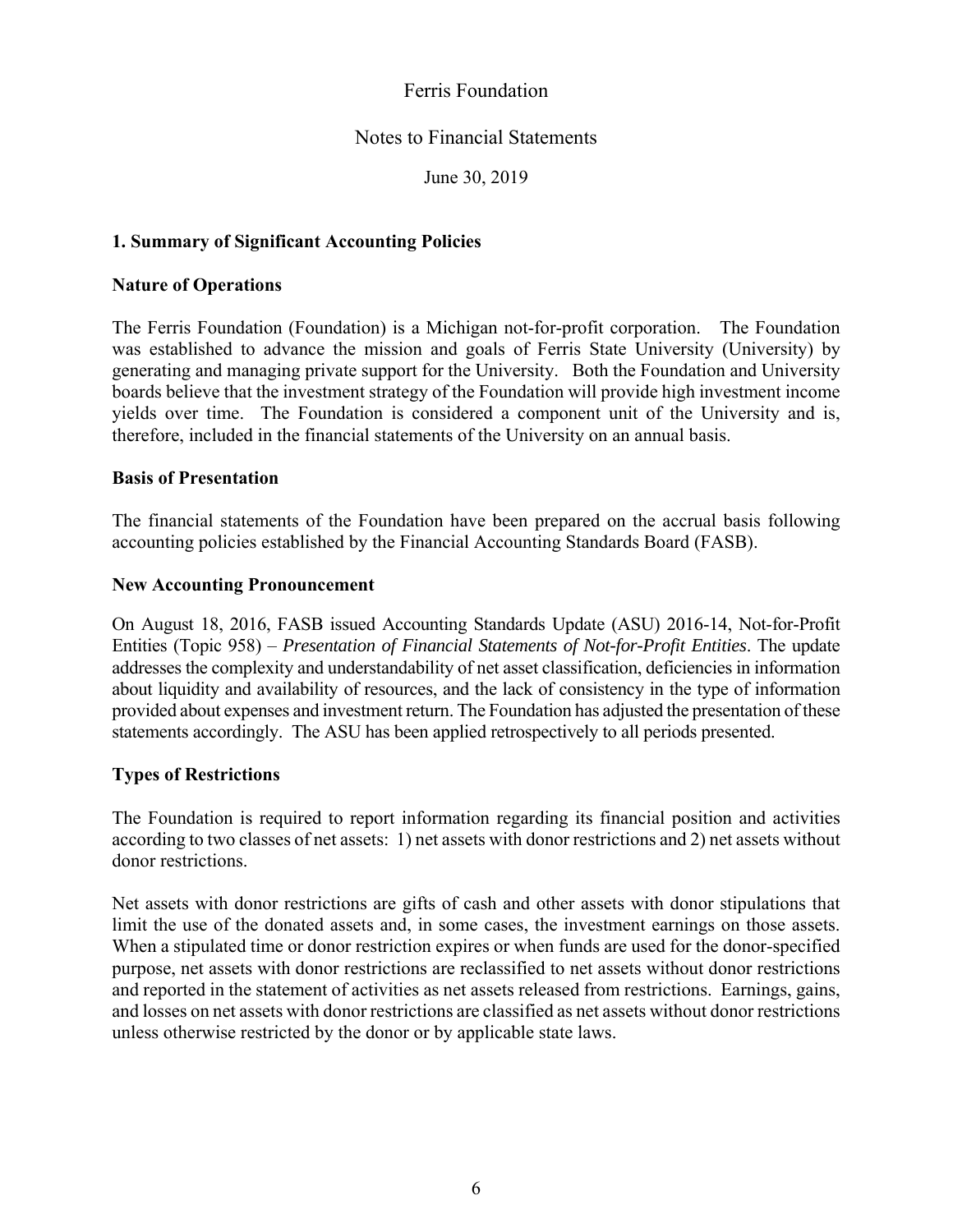# Ferris Foundation

## Notes to Financial Statements

June 30, 2019

### 1. Summary of Significant Accounting Policies

#### Nature of Operations

The Ferris Foundation (Foundation) is a Michigan not-for-profit corporation. The Foundation was established to advance the mission and goals of Ferris State University (University) by generating and managing private support for the University. Both the Foundation and University boards believe that the investment strategy of the Foundation will provide high investment income yields over time. The Foundation is considered a component unit of the University and is, therefore, included in the financial statements of the University on an annual basis.

#### Basis of Presentation

The financial statements of the Foundation have been prepared on the accrual basis following accounting policies established by the Financial Accounting Standards Board (FASB).

#### New Accounting Pronouncement

On August 18, 2016, FASB issued Accounting Standards Update (ASU) 2016-14, Not-for-Profit Entities (Topic 958) – *Presentation of Financial Statements of Not-for-Profit Entities*. The update addresses the complexity and understandability of net asset classification, deficiencies in information about liquidity and availability of resources, and the lack of consistency in the type of information provided about expenses and investment return. The Foundation has adjusted the presentation of these statements accordingly. The ASU has been applied retrospectively to all periods presented.

#### Types of Restrictions

The Foundation is required to report information regarding its financial position and activities according to two classes of net assets: 1) net assets with donor restrictions and 2) net assets without donor restrictions.

Net assets with donor restrictions are gifts of cash and other assets with donor stipulations that limit the use of the donated assets and, in some cases, the investment earnings on those assets. When a stipulated time or donor restriction expires or when funds are used for the donor-specified purpose, net assets with donor restrictions are reclassified to net assets without donor restrictions and reported in the statement of activities as net assets released from restrictions. Earnings, gains, and losses on net assets with donor restrictions are classified as net assets without donor restrictions unless otherwise restricted by the donor or by applicable state laws.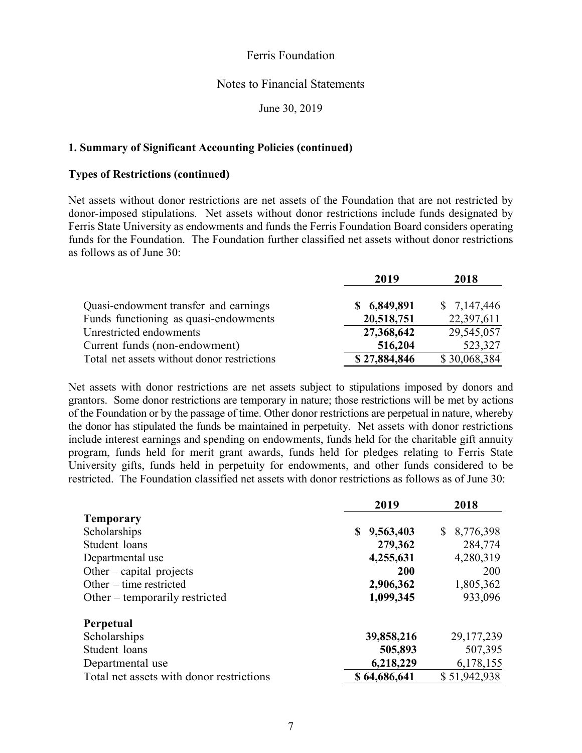## 1. Summary of Significant Accounting Policies (continued)

### Types of Restrictions (continued)

Net assets without donor restrictions are net assets of the Foundation that are not restricted by donor-imposed stipulations. Net assets without donor restrictions include funds designated by Ferris State University as endowments and funds the Ferris Foundation Board considers operating funds for the Foundation. The Foundation further classified net assets without donor restrictions as follows as of June 30:

| | 2019 | 2018 |
|---|---|---|
| Quasi-endowment transfer and earnings | **$ 6,849,891** | $ 7,147,446 |
| Funds functioning as quasi-endowments | **20,518,751** | 22,397,611 |
| Unrestricted endowments | **27,368,642** | 29,545,057 |
| Current funds (non-endowment) | **516,204** | 523,327 |
| Total net assets without donor restrictions | **$ 27,884,846** | $ 30,068,384 |

Net assets with donor restrictions are net assets subject to stipulations imposed by donors and grantors. Some donor restrictions are temporary in nature; those restrictions will be met by actions of the Foundation or by the passage of time. Other donor restrictions are perpetual in nature, whereby the donor has stipulated the funds be maintained in perpetuity. Net assets with donor restrictions include interest earnings and spending on endowments, funds held for the charitable gift annuity program, funds held for merit grant awards, funds held for pledges relating to Ferris State University gifts, funds held in perpetuity for endowments, and other funds considered to be restricted. The Foundation classified net assets with donor restrictions as follows as of June 30:

| | 2019 | 2018 |
|---|---|---|
| **Temporary** | | |
| Scholarships | **$ 9,563,403** | $ 8,776,398 |
| Student loans | **279,362** | 284,774 |
| Departmental use | **4,255,631** | 4,280,319 |
| Other – capital projects | **200** | 200 |
| Other – time restricted | **2,906,362** | 1,805,362 |
| Other – temporarily restricted | **1,099,345** | 933,096 |
| **Perpetual** | | |
| Scholarships | **39,858,216** | 29,177,239 |
| Student loans | **505,893** | 507,395 |
| Departmental use | **6,218,229** | 6,178,155 |
| Total net assets with donor restrictions | **$ 64,686,641** | $ 51,942,938 |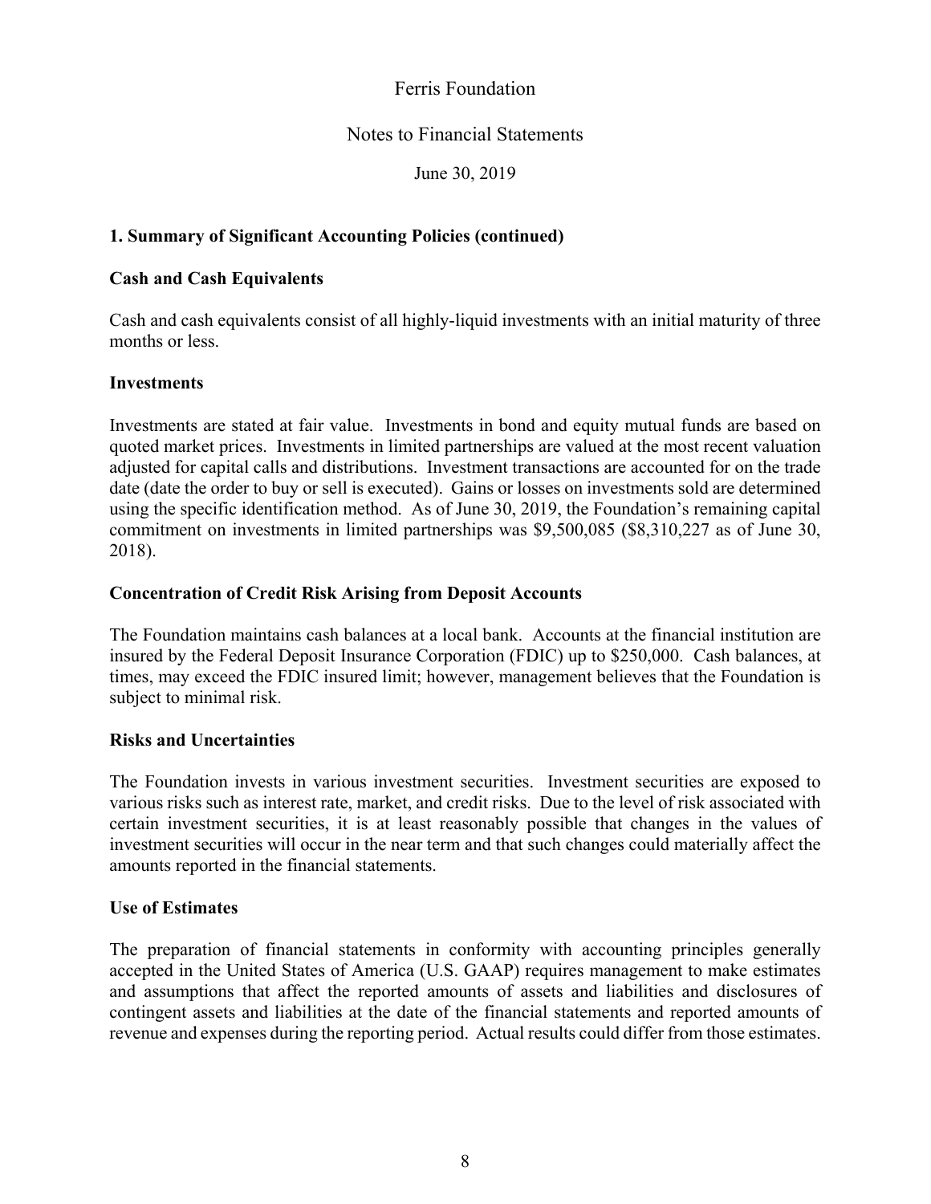Ferris Foundation

Notes to Financial Statements

June 30, 2019

### 1. Summary of Significant Accounting Policies (continued)

### Cash and Cash Equivalents

Cash and cash equivalents consist of all highly-liquid investments with an initial maturity of three months or less.

### Investments

Investments are stated at fair value. Investments in bond and equity mutual funds are based on quoted market prices. Investments in limited partnerships are valued at the most recent valuation adjusted for capital calls and distributions. Investment transactions are accounted for on the trade date (date the order to buy or sell is executed). Gains or losses on investments sold are determined using the specific identification method. As of June 30, 2019, the Foundation's remaining capital commitment on investments in limited partnerships was $9,500,085 ($8,310,227 as of June 30, 2018).

### Concentration of Credit Risk Arising from Deposit Accounts

The Foundation maintains cash balances at a local bank. Accounts at the financial institution are insured by the Federal Deposit Insurance Corporation (FDIC) up to $250,000. Cash balances, at times, may exceed the FDIC insured limit; however, management believes that the Foundation is subject to minimal risk.

### Risks and Uncertainties

The Foundation invests in various investment securities. Investment securities are exposed to various risks such as interest rate, market, and credit risks. Due to the level of risk associated with certain investment securities, it is at least reasonably possible that changes in the values of investment securities will occur in the near term and that such changes could materially affect the amounts reported in the financial statements.

### Use of Estimates

The preparation of financial statements in conformity with accounting principles generally accepted in the United States of America (U.S. GAAP) requires management to make estimates and assumptions that affect the reported amounts of assets and liabilities and disclosures of contingent assets and liabilities at the date of the financial statements and reported amounts of revenue and expenses during the reporting period. Actual results could differ from those estimates.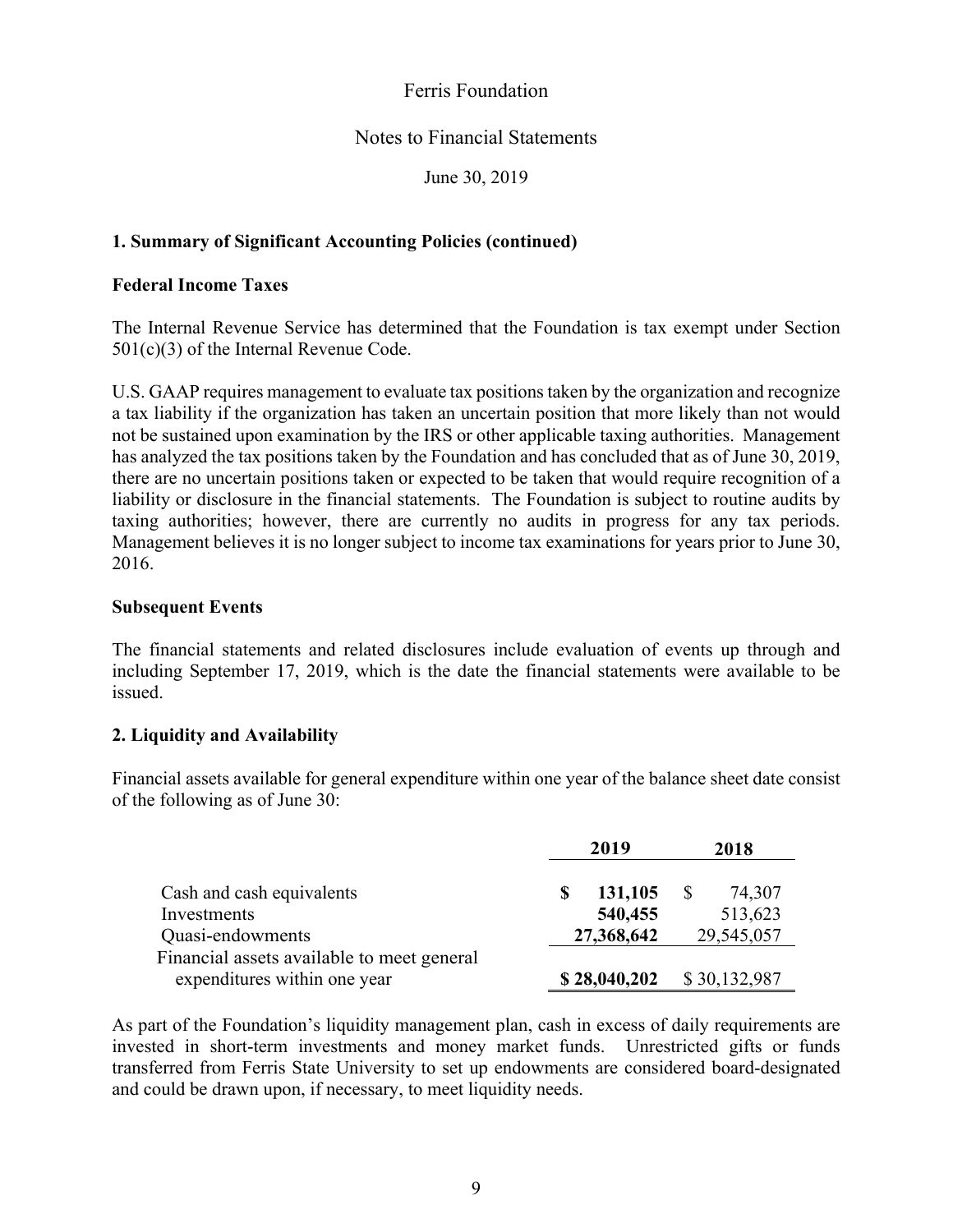Ferris Foundation

Notes to Financial Statements

June 30, 2019

### 1. Summary of Significant Accounting Policies (continued)

#### Federal Income Taxes

The Internal Revenue Service has determined that the Foundation is tax exempt under Section 501(c)(3) of the Internal Revenue Code.

U.S. GAAP requires management to evaluate tax positions taken by the organization and recognize a tax liability if the organization has taken an uncertain position that more likely than not would not be sustained upon examination by the IRS or other applicable taxing authorities. Management has analyzed the tax positions taken by the Foundation and has concluded that as of June 30, 2019, there are no uncertain positions taken or expected to be taken that would require recognition of a liability or disclosure in the financial statements. The Foundation is subject to routine audits by taxing authorities; however, there are currently no audits in progress for any tax periods. Management believes it is no longer subject to income tax examinations for years prior to June 30, 2016.

#### Subsequent Events

The financial statements and related disclosures include evaluation of events up through and including September 17, 2019, which is the date the financial statements were available to be issued.

### 2. Liquidity and Availability

Financial assets available for general expenditure within one year of the balance sheet date consist of the following as of June 30:

| | 2019 | 2018 |
|---|---|---|
| Cash and cash equivalents | **$ 131,105** | $ 74,307 |
| Investments | **540,455** | 513,623 |
| Quasi-endowments | **27,368,642** | 29,545,057 |
| Financial assets available to meet general expenditures within one year | **$ 28,040,202** | $ 30,132,987 |

As part of the Foundation's liquidity management plan, cash in excess of daily requirements are invested in short-term investments and money market funds. Unrestricted gifts or funds transferred from Ferris State University to set up endowments are considered board-designated and could be drawn upon, if necessary, to meet liquidity needs.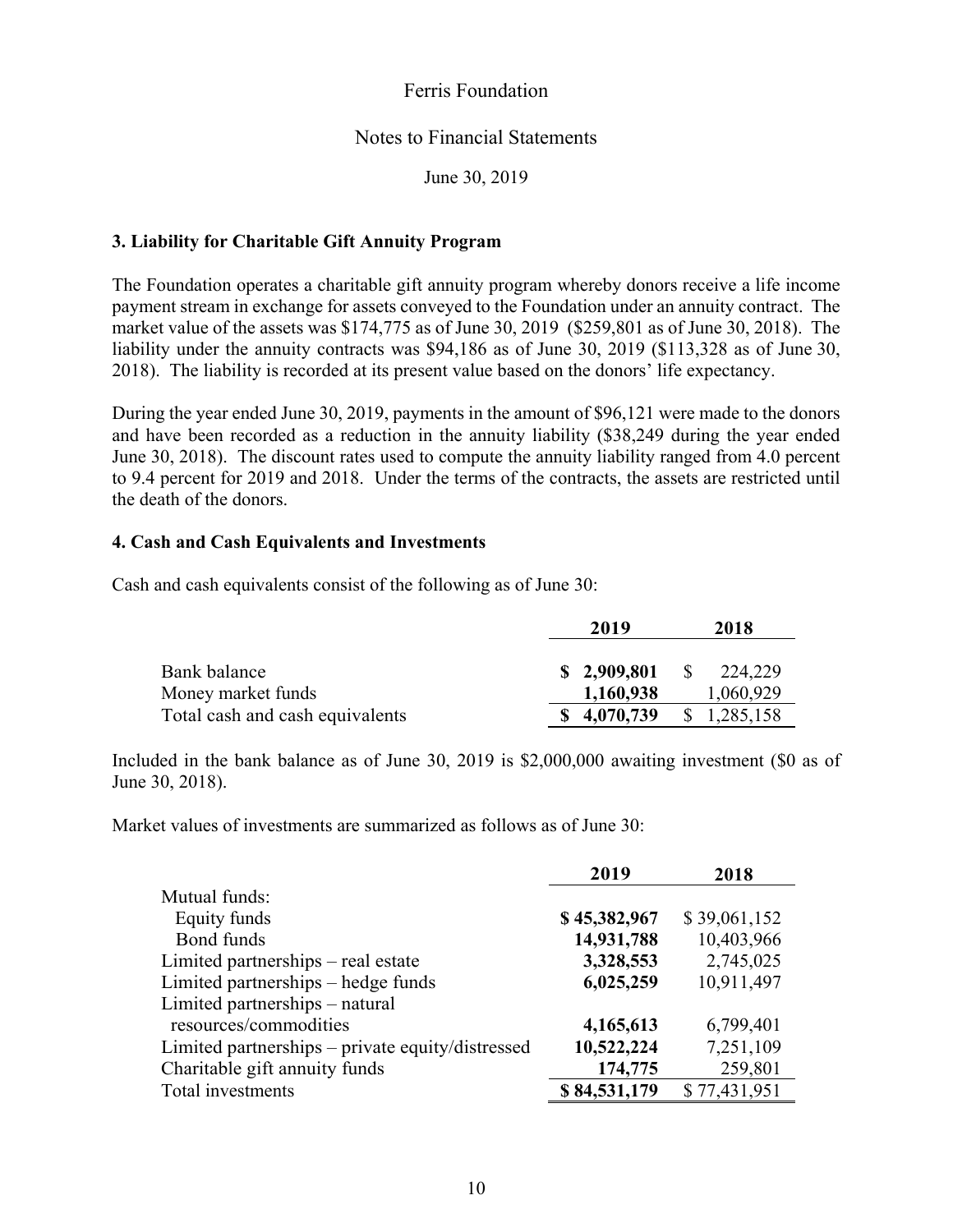Ferris Foundation

Notes to Financial Statements

June 30, 2019

### 3. Liability for Charitable Gift Annuity Program

The Foundation operates a charitable gift annuity program whereby donors receive a life income payment stream in exchange for assets conveyed to the Foundation under an annuity contract. The market value of the assets was $174,775 as of June 30, 2019 ($259,801 as of June 30, 2018). The liability under the annuity contracts was $94,186 as of June 30, 2019 ($113,328 as of June 30, 2018). The liability is recorded at its present value based on the donors' life expectancy.

During the year ended June 30, 2019, payments in the amount of $96,121 were made to the donors and have been recorded as a reduction in the annuity liability ($38,249 during the year ended June 30, 2018). The discount rates used to compute the annuity liability ranged from 4.0 percent to 9.4 percent for 2019 and 2018. Under the terms of the contracts, the assets are restricted until the death of the donors.

### 4. Cash and Cash Equivalents and Investments

Cash and cash equivalents consist of the following as of June 30:

| | **2019** | **2018** |
|---|---|---|
| Bank balance | **$ 2,909,801** | $ 224,229 |
| Money market funds | **1,160,938** | 1,060,929 |
| Total cash and cash equivalents | **$ 4,070,739** | $ 1,285,158 |

Included in the bank balance as of June 30, 2019 is $2,000,000 awaiting investment ($0 as of June 30, 2018).

Market values of investments are summarized as follows as of June 30:

| | **2019** | **2018** |
|---|---|---|
| Mutual funds: | | |
| Equity funds | **$ 45,382,967** | $ 39,061,152 |
| Bond funds | **14,931,788** | 10,403,966 |
| Limited partnerships – real estate | **3,328,553** | 2,745,025 |
| Limited partnerships – hedge funds | **6,025,259** | 10,911,497 |
| Limited partnerships – natural resources/commodities | **4,165,613** | 6,799,401 |
| Limited partnerships – private equity/distressed | **10,522,224** | 7,251,109 |
| Charitable gift annuity funds | **174,775** | 259,801 |
| Total investments | **$ 84,531,179** | $ 77,431,951 |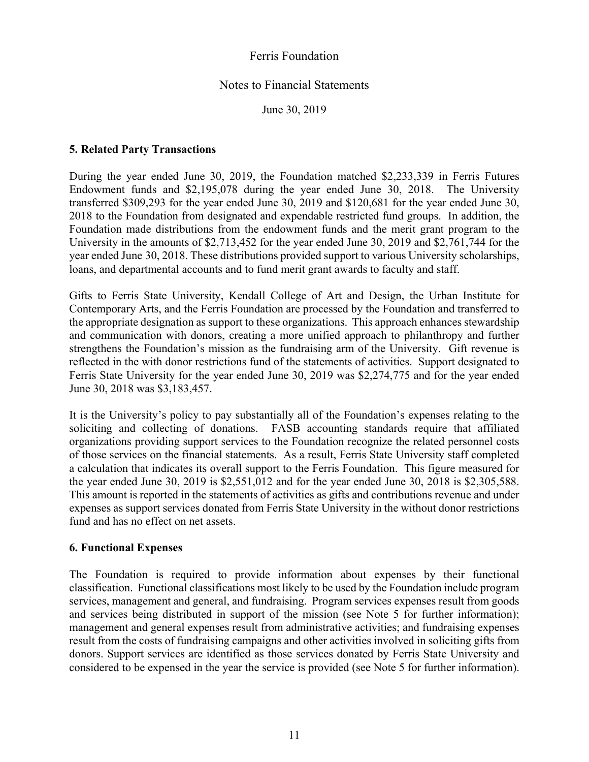## 5. Related Party Transactions

During the year ended June 30, 2019, the Foundation matched $2,233,339 in Ferris Futures Endowment funds and $2,195,078 during the year ended June 30, 2018. The University transferred $309,293 for the year ended June 30, 2019 and $120,681 for the year ended June 30, 2018 to the Foundation from designated and expendable restricted fund groups. In addition, the Foundation made distributions from the endowment funds and the merit grant program to the University in the amounts of $2,713,452 for the year ended June 30, 2019 and $2,761,744 for the year ended June 30, 2018. These distributions provided support to various University scholarships, loans, and departmental accounts and to fund merit grant awards to faculty and staff.

Gifts to Ferris State University, Kendall College of Art and Design, the Urban Institute for Contemporary Arts, and the Ferris Foundation are processed by the Foundation and transferred to the appropriate designation as support to these organizations. This approach enhances stewardship and communication with donors, creating a more unified approach to philanthropy and further strengthens the Foundation's mission as the fundraising arm of the University. Gift revenue is reflected in the with donor restrictions fund of the statements of activities. Support designated to Ferris State University for the year ended June 30, 2019 was $2,274,775 and for the year ended June 30, 2018 was $3,183,457.

It is the University's policy to pay substantially all of the Foundation's expenses relating to the soliciting and collecting of donations. FASB accounting standards require that affiliated organizations providing support services to the Foundation recognize the related personnel costs of those services on the financial statements. As a result, Ferris State University staff completed a calculation that indicates its overall support to the Ferris Foundation. This figure measured for the year ended June 30, 2019 is $2,551,012 and for the year ended June 30, 2018 is $2,305,588. This amount is reported in the statements of activities as gifts and contributions revenue and under expenses as support services donated from Ferris State University in the without donor restrictions fund and has no effect on net assets.

## 6. Functional Expenses

The Foundation is required to provide information about expenses by their functional classification. Functional classifications most likely to be used by the Foundation include program services, management and general, and fundraising. Program services expenses result from goods and services being distributed in support of the mission (see Note 5 for further information); management and general expenses result from administrative activities; and fundraising expenses result from the costs of fundraising campaigns and other activities involved in soliciting gifts from donors. Support services are identified as those services donated by Ferris State University and considered to be expensed in the year the service is provided (see Note 5 for further information).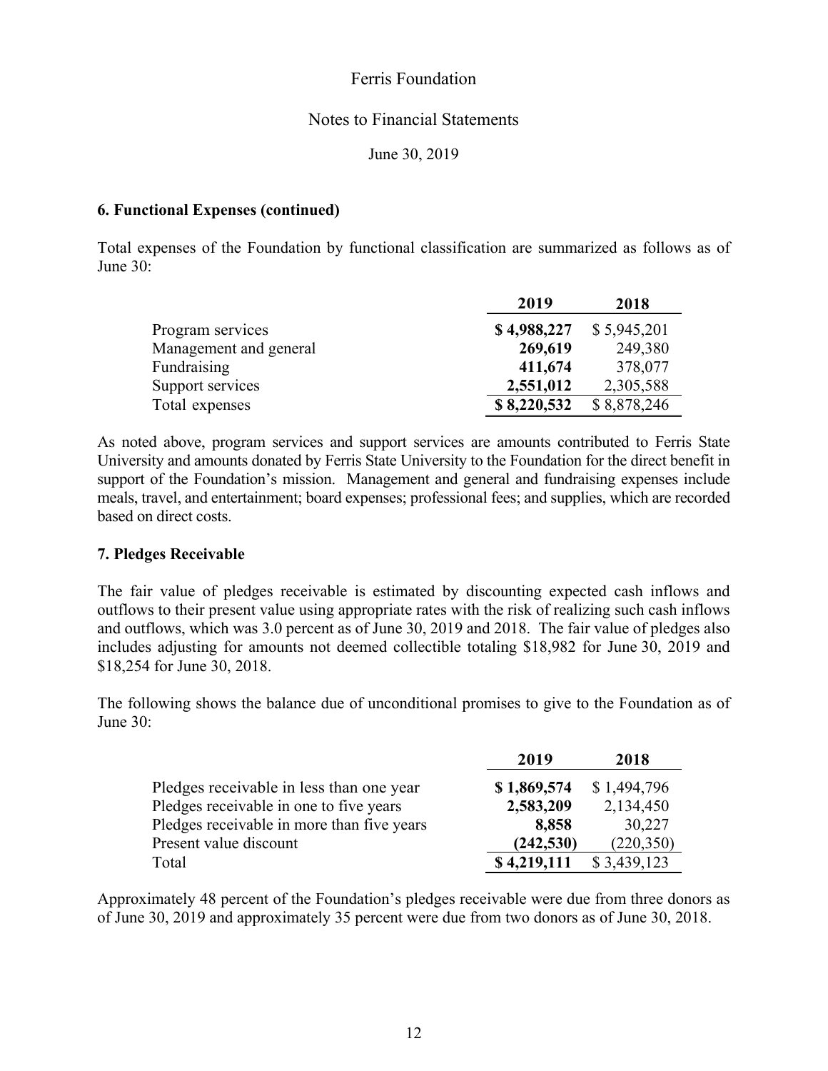### 6. Functional Expenses (continued)

Total expenses of the Foundation by functional classification are summarized as follows as of June 30:

| | 2019 | 2018 |
|---|---|---|
| Program services | **$ 4,988,227** | $ 5,945,201 |
| Management and general | **269,619** | 249,380 |
| Fundraising | **411,674** | 378,077 |
| Support services | **2,551,012** | 2,305,588 |
| Total expenses | **$ 8,220,532** | $ 8,878,246 |

As noted above, program services and support services are amounts contributed to Ferris State University and amounts donated by Ferris State University to the Foundation for the direct benefit in support of the Foundation's mission. Management and general and fundraising expenses include meals, travel, and entertainment; board expenses; professional fees; and supplies, which are recorded based on direct costs.

### 7. Pledges Receivable

The fair value of pledges receivable is estimated by discounting expected cash inflows and outflows to their present value using appropriate rates with the risk of realizing such cash inflows and outflows, which was 3.0 percent as of June 30, 2019 and 2018. The fair value of pledges also includes adjusting for amounts not deemed collectible totaling $18,982 for June 30, 2019 and $18,254 for June 30, 2018.

The following shows the balance due of unconditional promises to give to the Foundation as of June 30:

| | 2019 | 2018 |
|---|---|---|
| Pledges receivable in less than one year | **$ 1,869,574** | $ 1,494,796 |
| Pledges receivable in one to five years | **2,583,209** | 2,134,450 |
| Pledges receivable in more than five years | **8,858** | 30,227 |
| Present value discount | **(242,530)** | (220,350) |
| Total | **$ 4,219,111** | $ 3,439,123 |

Approximately 48 percent of the Foundation's pledges receivable were due from three donors as of June 30, 2019 and approximately 35 percent were due from two donors as of June 30, 2018.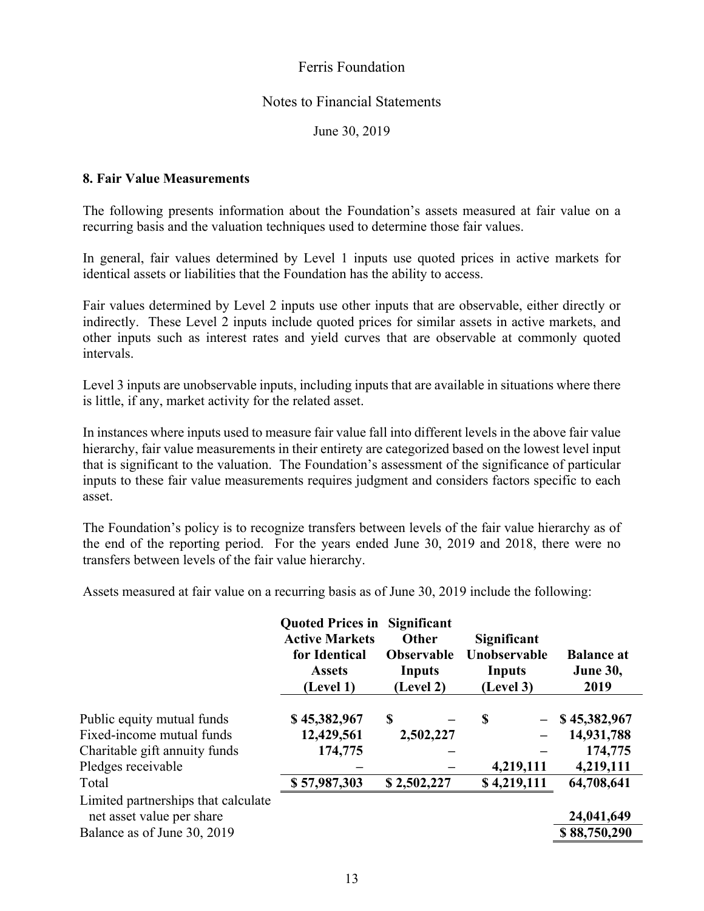## 8. Fair Value Measurements

The following presents information about the Foundation's assets measured at fair value on a recurring basis and the valuation techniques used to determine those fair values.

In general, fair values determined by Level 1 inputs use quoted prices in active markets for identical assets or liabilities that the Foundation has the ability to access.

Fair values determined by Level 2 inputs use other inputs that are observable, either directly or indirectly. These Level 2 inputs include quoted prices for similar assets in active markets, and other inputs such as interest rates and yield curves that are observable at commonly quoted intervals.

Level 3 inputs are unobservable inputs, including inputs that are available in situations where there is little, if any, market activity for the related asset.

In instances where inputs used to measure fair value fall into different levels in the above fair value hierarchy, fair value measurements in their entirety are categorized based on the lowest level input that is significant to the valuation. The Foundation's assessment of the significance of particular inputs to these fair value measurements requires judgment and considers factors specific to each asset.

The Foundation's policy is to recognize transfers between levels of the fair value hierarchy as of the end of the reporting period. For the years ended June 30, 2019 and 2018, there were no transfers between levels of the fair value hierarchy.

Assets measured at fair value on a recurring basis as of June 30, 2019 include the following:

| | Quoted Prices in Active Markets for Identical Assets (Level 1) | Significant Other Observable Inputs (Level 2) | Significant Unobservable Inputs (Level 3) | Balance at June 30, 2019 |
|---|---|---|---|---|
| Public equity mutual funds | $ 45,382,967 | $ – | $ – | $ 45,382,967 |
| Fixed-income mutual funds | 12,429,561 | 2,502,227 | – | 14,931,788 |
| Charitable gift annuity funds | 174,775 | – | – | 174,775 |
| Pledges receivable | – | – | 4,219,111 | 4,219,111 |
| Total | $ 57,987,303 | $ 2,502,227 | $ 4,219,111 | 64,708,641 |
| Limited partnerships that calculate net asset value per share | | | | 24,041,649 |
| Balance as of June 30, 2019 | | | | $ 88,750,290 |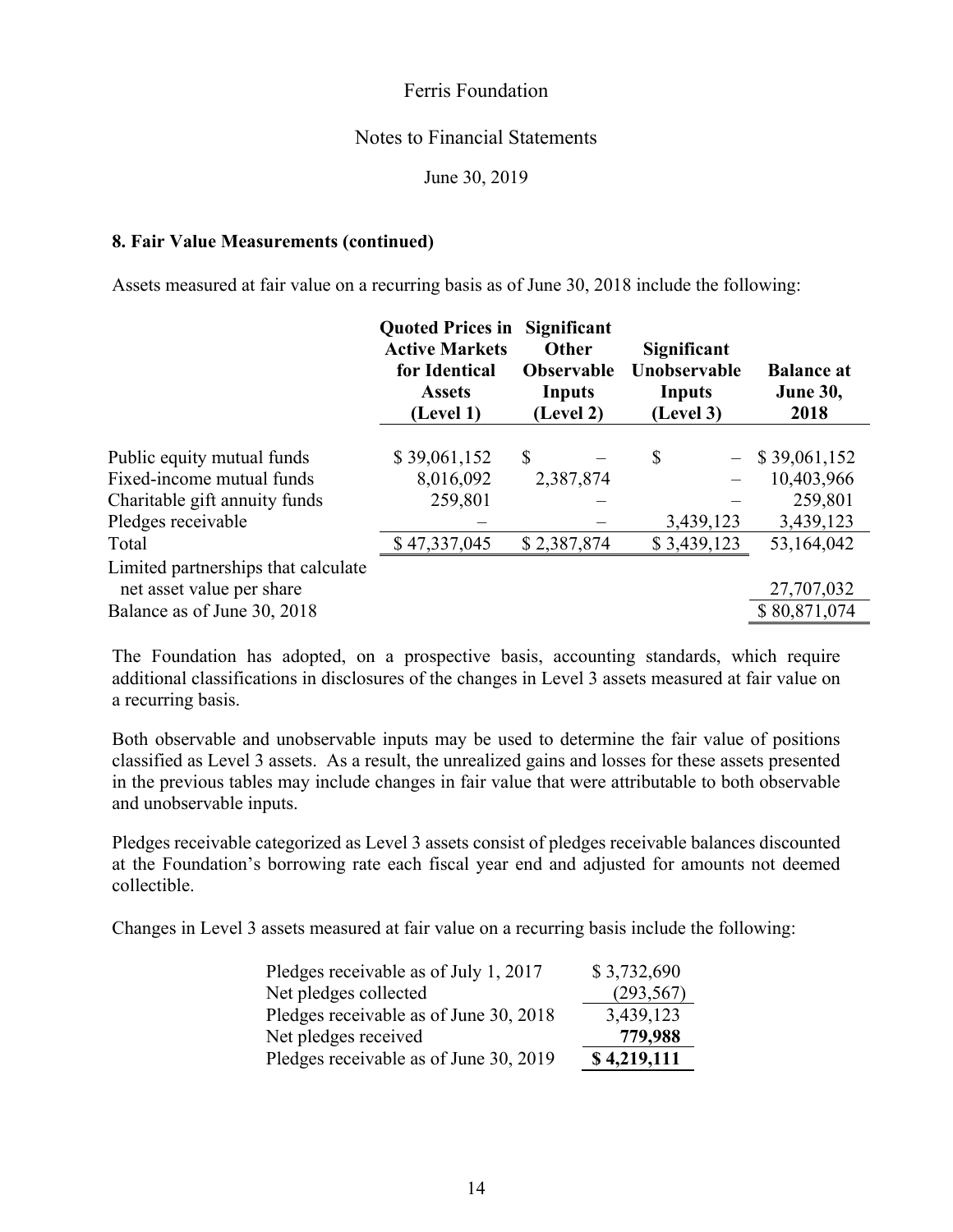## 8. Fair Value Measurements (continued)

Assets measured at fair value on a recurring basis as of June 30, 2018 include the following:

| | Quoted Prices in Active Markets for Identical Assets (Level 1) | Significant Other Observable Inputs (Level 2) | Significant Unobservable Inputs (Level 3) | Balance at June 30, 2018 |
|---|---|---|---|---|
| Public equity mutual funds | $ 39,061,152 | $ – | $ – | $ 39,061,152 |
| Fixed-income mutual funds | 8,016,092 | 2,387,874 | – | 10,403,966 |
| Charitable gift annuity funds | 259,801 | – | – | 259,801 |
| Pledges receivable | – | – | 3,439,123 | 3,439,123 |
| Total | $ 47,337,045 | $ 2,387,874 | $ 3,439,123 | 53,164,042 |
| Limited partnerships that calculate net asset value per share | | | | 27,707,032 |
| Balance as of June 30, 2018 | | | | $ 80,871,074 |

The Foundation has adopted, on a prospective basis, accounting standards, which require additional classifications in disclosures of the changes in Level 3 assets measured at fair value on a recurring basis.

Both observable and unobservable inputs may be used to determine the fair value of positions classified as Level 3 assets. As a result, the unrealized gains and losses for these assets presented in the previous tables may include changes in fair value that were attributable to both observable and unobservable inputs.

Pledges receivable categorized as Level 3 assets consist of pledges receivable balances discounted at the Foundation's borrowing rate each fiscal year end and adjusted for amounts not deemed collectible.

Changes in Level 3 assets measured at fair value on a recurring basis include the following:

| | |
|---|---|
| Pledges receivable as of July 1, 2017 | $ 3,732,690 |
| Net pledges collected | (293,567) |
| Pledges receivable as of June 30, 2018 | 3,439,123 |
| Net pledges received | **779,988** |
| Pledges receivable as of June 30, 2019 | **$ 4,219,111** |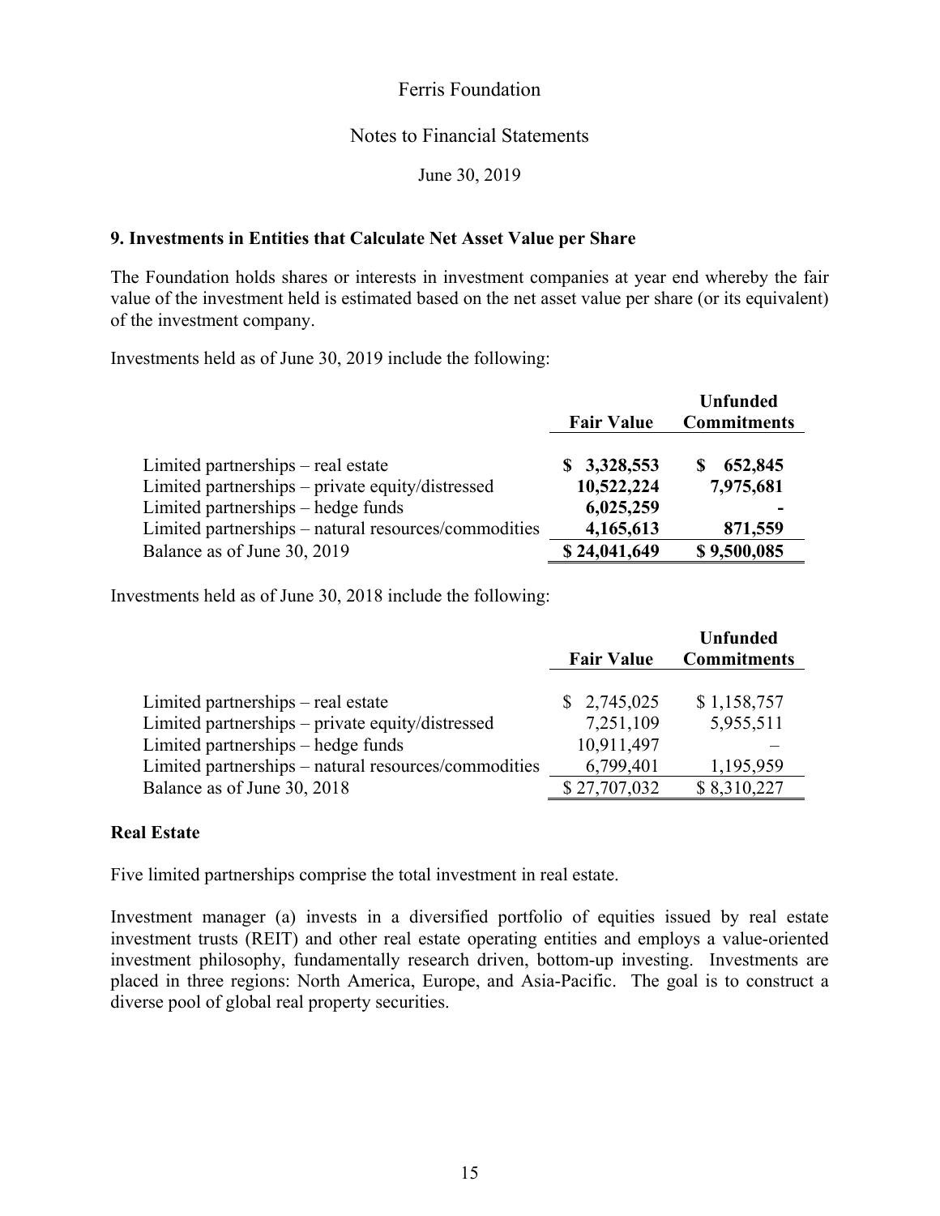## 9. Investments in Entities that Calculate Net Asset Value per Share

The Foundation holds shares or interests in investment companies at year end whereby the fair value of the investment held is estimated based on the net asset value per share (or its equivalent) of the investment company.

Investments held as of June 30, 2019 include the following:

| | Fair Value | Unfunded Commitments |
|---|---|---|
| Limited partnerships – real estate | **$ 3,328,553** | **$ 652,845** |
| Limited partnerships – private equity/distressed | **10,522,224** | **7,975,681** |
| Limited partnerships – hedge funds | **6,025,259** | **-** |
| Limited partnerships – natural resources/commodities | **4,165,613** | **871,559** |
| Balance as of June 30, 2019 | **$ 24,041,649** | **$ 9,500,085** |

Investments held as of June 30, 2018 include the following:

| | Fair Value | Unfunded Commitments |
|---|---|---|
| Limited partnerships – real estate | $ 2,745,025 | $ 1,158,757 |
| Limited partnerships – private equity/distressed | 7,251,109 | 5,955,511 |
| Limited partnerships – hedge funds | 10,911,497 | – |
| Limited partnerships – natural resources/commodities | 6,799,401 | 1,195,959 |
| Balance as of June 30, 2018 | $ 27,707,032 | $ 8,310,227 |

### Real Estate

Five limited partnerships comprise the total investment in real estate.

Investment manager (a) invests in a diversified portfolio of equities issued by real estate investment trusts (REIT) and other real estate operating entities and employs a value-oriented investment philosophy, fundamentally research driven, bottom-up investing. Investments are placed in three regions: North America, Europe, and Asia-Pacific. The goal is to construct a diverse pool of global real property securities.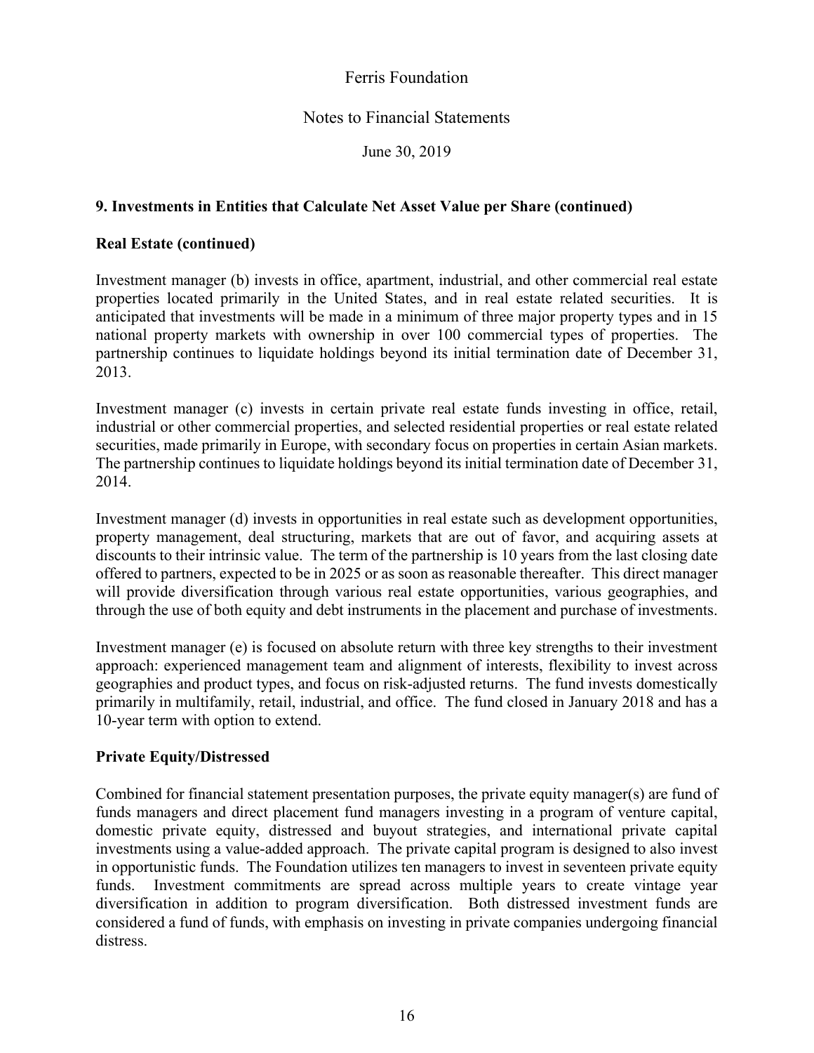## 9. Investments in Entities that Calculate Net Asset Value per Share (continued)

### Real Estate (continued)

Investment manager (b) invests in office, apartment, industrial, and other commercial real estate properties located primarily in the United States, and in real estate related securities. It is anticipated that investments will be made in a minimum of three major property types and in 15 national property markets with ownership in over 100 commercial types of properties. The partnership continues to liquidate holdings beyond its initial termination date of December 31, 2013.

Investment manager (c) invests in certain private real estate funds investing in office, retail, industrial or other commercial properties, and selected residential properties or real estate related securities, made primarily in Europe, with secondary focus on properties in certain Asian markets. The partnership continues to liquidate holdings beyond its initial termination date of December 31, 2014.

Investment manager (d) invests in opportunities in real estate such as development opportunities, property management, deal structuring, markets that are out of favor, and acquiring assets at discounts to their intrinsic value. The term of the partnership is 10 years from the last closing date offered to partners, expected to be in 2025 or as soon as reasonable thereafter. This direct manager will provide diversification through various real estate opportunities, various geographies, and through the use of both equity and debt instruments in the placement and purchase of investments.

Investment manager (e) is focused on absolute return with three key strengths to their investment approach: experienced management team and alignment of interests, flexibility to invest across geographies and product types, and focus on risk-adjusted returns. The fund invests domestically primarily in multifamily, retail, industrial, and office. The fund closed in January 2018 and has a 10-year term with option to extend.

### Private Equity/Distressed

Combined for financial statement presentation purposes, the private equity manager(s) are fund of funds managers and direct placement fund managers investing in a program of venture capital, domestic private equity, distressed and buyout strategies, and international private capital investments using a value-added approach. The private capital program is designed to also invest in opportunistic funds. The Foundation utilizes ten managers to invest in seventeen private equity funds. Investment commitments are spread across multiple years to create vintage year diversification in addition to program diversification. Both distressed investment funds are considered a fund of funds, with emphasis on investing in private companies undergoing financial distress.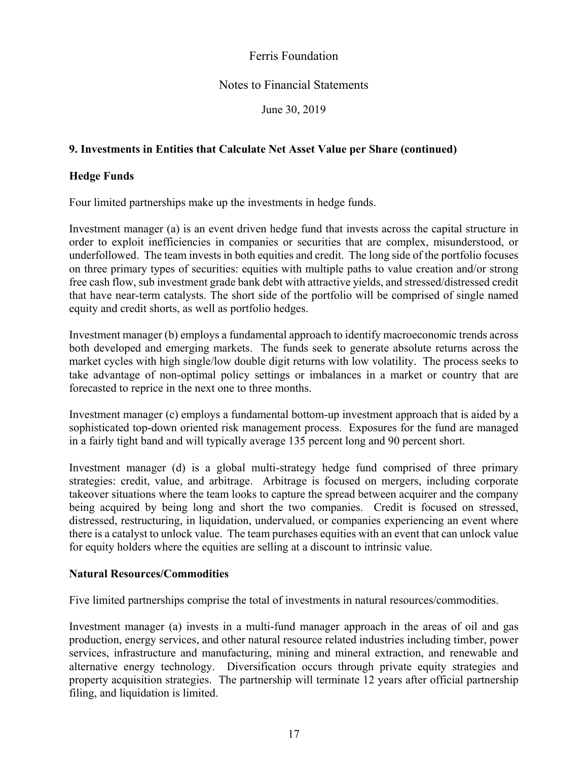## 9. Investments in Entities that Calculate Net Asset Value per Share (continued)

### Hedge Funds

Four limited partnerships make up the investments in hedge funds.

Investment manager (a) is an event driven hedge fund that invests across the capital structure in order to exploit inefficiencies in companies or securities that are complex, misunderstood, or underfollowed. The team invests in both equities and credit. The long side of the portfolio focuses on three primary types of securities: equities with multiple paths to value creation and/or strong free cash flow, sub investment grade bank debt with attractive yields, and stressed/distressed credit that have near-term catalysts. The short side of the portfolio will be comprised of single named equity and credit shorts, as well as portfolio hedges.

Investment manager (b) employs a fundamental approach to identify macroeconomic trends across both developed and emerging markets. The funds seek to generate absolute returns across the market cycles with high single/low double digit returns with low volatility. The process seeks to take advantage of non-optimal policy settings or imbalances in a market or country that are forecasted to reprice in the next one to three months.

Investment manager (c) employs a fundamental bottom-up investment approach that is aided by a sophisticated top-down oriented risk management process. Exposures for the fund are managed in a fairly tight band and will typically average 135 percent long and 90 percent short.

Investment manager (d) is a global multi-strategy hedge fund comprised of three primary strategies: credit, value, and arbitrage. Arbitrage is focused on mergers, including corporate takeover situations where the team looks to capture the spread between acquirer and the company being acquired by being long and short the two companies. Credit is focused on stressed, distressed, restructuring, in liquidation, undervalued, or companies experiencing an event where there is a catalyst to unlock value. The team purchases equities with an event that can unlock value for equity holders where the equities are selling at a discount to intrinsic value.

### Natural Resources/Commodities

Five limited partnerships comprise the total of investments in natural resources/commodities.

Investment manager (a) invests in a multi-fund manager approach in the areas of oil and gas production, energy services, and other natural resource related industries including timber, power services, infrastructure and manufacturing, mining and mineral extraction, and renewable and alternative energy technology. Diversification occurs through private equity strategies and property acquisition strategies. The partnership will terminate 12 years after official partnership filing, and liquidation is limited.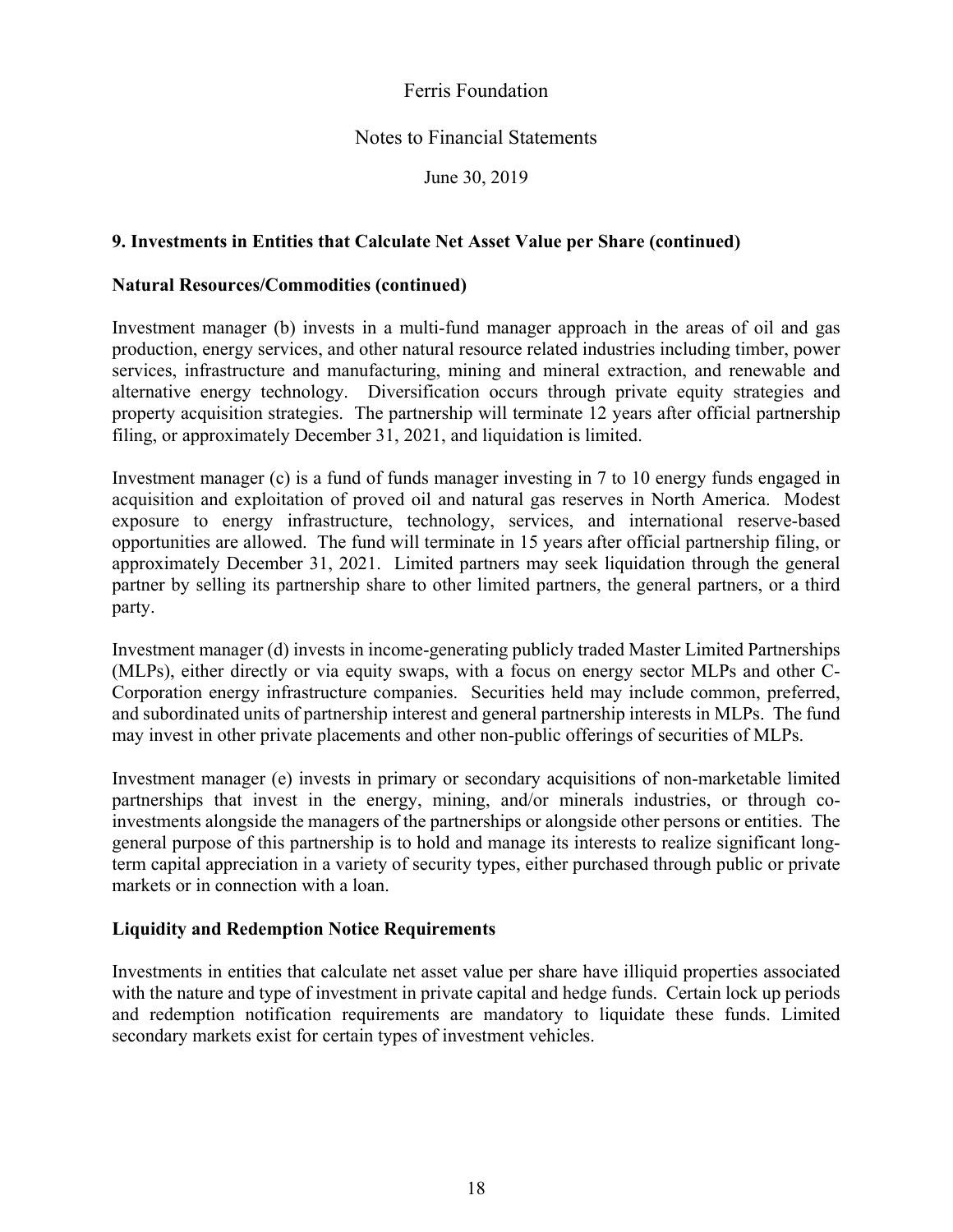## 9. Investments in Entities that Calculate Net Asset Value per Share (continued)

### Natural Resources/Commodities (continued)

Investment manager (b) invests in a multi-fund manager approach in the areas of oil and gas production, energy services, and other natural resource related industries including timber, power services, infrastructure and manufacturing, mining and mineral extraction, and renewable and alternative energy technology. Diversification occurs through private equity strategies and property acquisition strategies. The partnership will terminate 12 years after official partnership filing, or approximately December 31, 2021, and liquidation is limited.

Investment manager (c) is a fund of funds manager investing in 7 to 10 energy funds engaged in acquisition and exploitation of proved oil and natural gas reserves in North America. Modest exposure to energy infrastructure, technology, services, and international reserve-based opportunities are allowed. The fund will terminate in 15 years after official partnership filing, or approximately December 31, 2021. Limited partners may seek liquidation through the general partner by selling its partnership share to other limited partners, the general partners, or a third party.

Investment manager (d) invests in income-generating publicly traded Master Limited Partnerships (MLPs), either directly or via equity swaps, with a focus on energy sector MLPs and other C-Corporation energy infrastructure companies. Securities held may include common, preferred, and subordinated units of partnership interest and general partnership interests in MLPs. The fund may invest in other private placements and other non-public offerings of securities of MLPs.

Investment manager (e) invests in primary or secondary acquisitions of non-marketable limited partnerships that invest in the energy, mining, and/or minerals industries, or through co-investments alongside the managers of the partnerships or alongside other persons or entities. The general purpose of this partnership is to hold and manage its interests to realize significant long-term capital appreciation in a variety of security types, either purchased through public or private markets or in connection with a loan.

### Liquidity and Redemption Notice Requirements

Investments in entities that calculate net asset value per share have illiquid properties associated with the nature and type of investment in private capital and hedge funds. Certain lock up periods and redemption notification requirements are mandatory to liquidate these funds. Limited secondary markets exist for certain types of investment vehicles.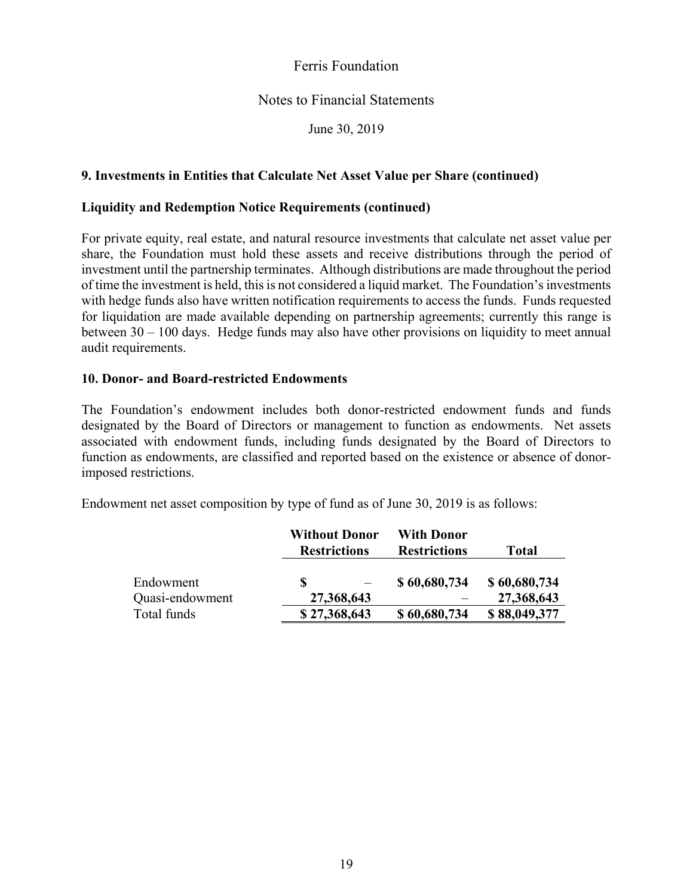## 9. Investments in Entities that Calculate Net Asset Value per Share (continued)

### Liquidity and Redemption Notice Requirements (continued)

For private equity, real estate, and natural resource investments that calculate net asset value per share, the Foundation must hold these assets and receive distributions through the period of investment until the partnership terminates. Although distributions are made throughout the period of time the investment is held, this is not considered a liquid market. The Foundation's investments with hedge funds also have written notification requirements to access the funds. Funds requested for liquidation are made available depending on partnership agreements; currently this range is between 30 – 100 days. Hedge funds may also have other provisions on liquidity to meet annual audit requirements.

## 10. Donor- and Board-restricted Endowments

The Foundation's endowment includes both donor-restricted endowment funds and funds designated by the Board of Directors or management to function as endowments. Net assets associated with endowment funds, including funds designated by the Board of Directors to function as endowments, are classified and reported based on the existence or absence of donor-imposed restrictions.

Endowment net asset composition by type of fund as of June 30, 2019 is as follows:

| | Without Donor Restrictions | With Donor Restrictions | Total |
|---|---|---|---|
| Endowment | $ – | $ 60,680,734 | $ 60,680,734 |
| Quasi-endowment | 27,368,643 | – | 27,368,643 |
| Total funds | $ 27,368,643 | $ 60,680,734 | $ 88,049,377 |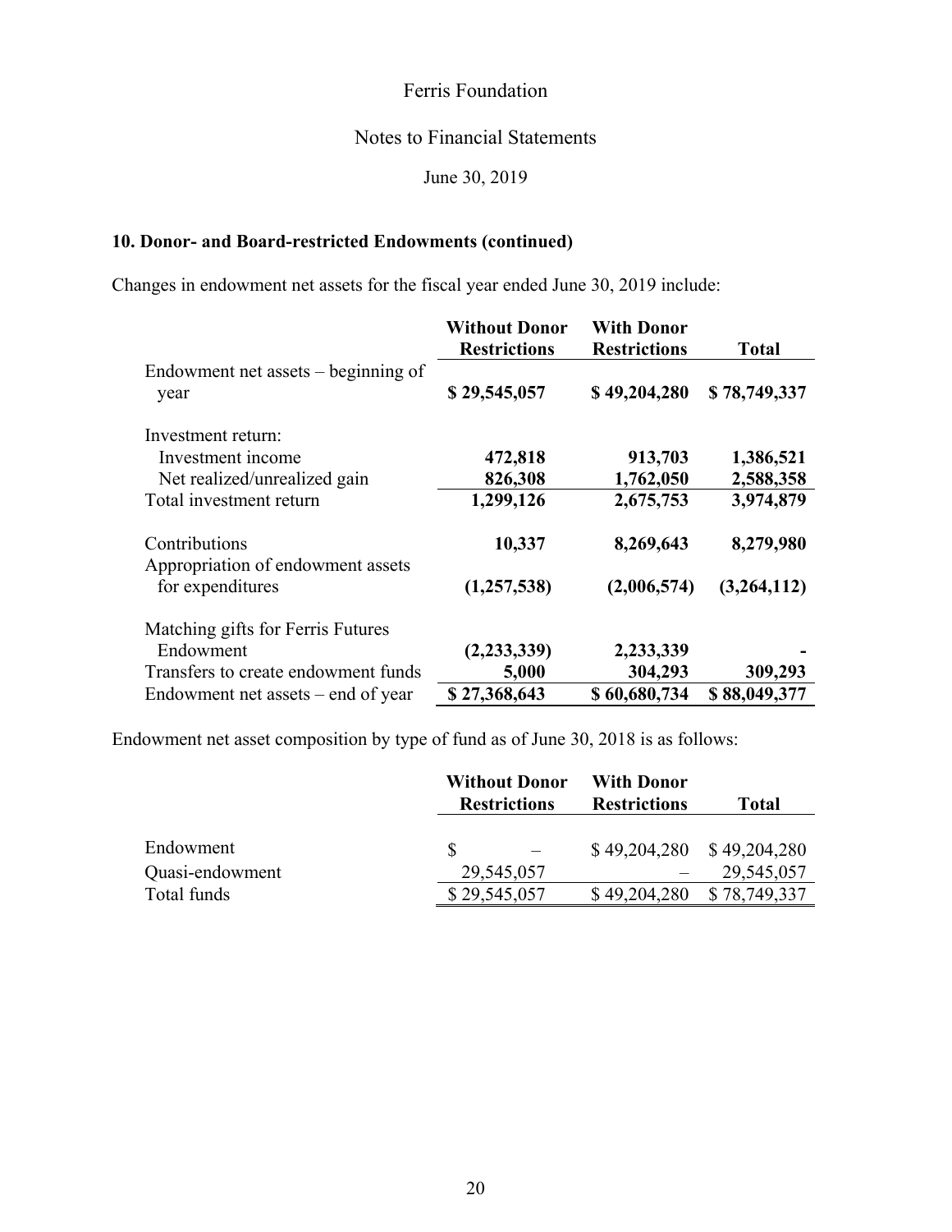Ferris Foundation

Notes to Financial Statements

June 30, 2019

### 10. Donor- and Board-restricted Endowments (continued)

Changes in endowment net assets for the fiscal year ended June 30, 2019 include:

| | Without Donor Restrictions | With Donor Restrictions | Total |
|---|---|---|---|
| Endowment net assets – beginning of year | **$ 29,545,057** | **$ 49,204,280** | **$ 78,749,337** |
| Investment return: | | | |
| Investment income | **472,818** | **913,703** | **1,386,521** |
| Net realized/unrealized gain | **826,308** | **1,762,050** | **2,588,358** |
| Total investment return | **1,299,126** | **2,675,753** | **3,974,879** |
| Contributions | **10,337** | **8,269,643** | **8,279,980** |
| Appropriation of endowment assets for expenditures | **(1,257,538)** | **(2,006,574)** | **(3,264,112)** |
| Matching gifts for Ferris Futures Endowment | **(2,233,339)** | **2,233,339** | **-** |
| Transfers to create endowment funds | **5,000** | **304,293** | **309,293** |
| Endowment net assets – end of year | **$ 27,368,643** | **$ 60,680,734** | **$ 88,049,377** |

Endowment net asset composition by type of fund as of June 30, 2018 is as follows:

| | Without Donor Restrictions | With Donor Restrictions | Total |
|---|---|---|---|
| Endowment | $ – | $ 49,204,280 | $ 49,204,280 |
| Quasi-endowment | 29,545,057 | – | 29,545,057 |
| Total funds | $ 29,545,057 | $ 49,204,280 | $ 78,749,337 |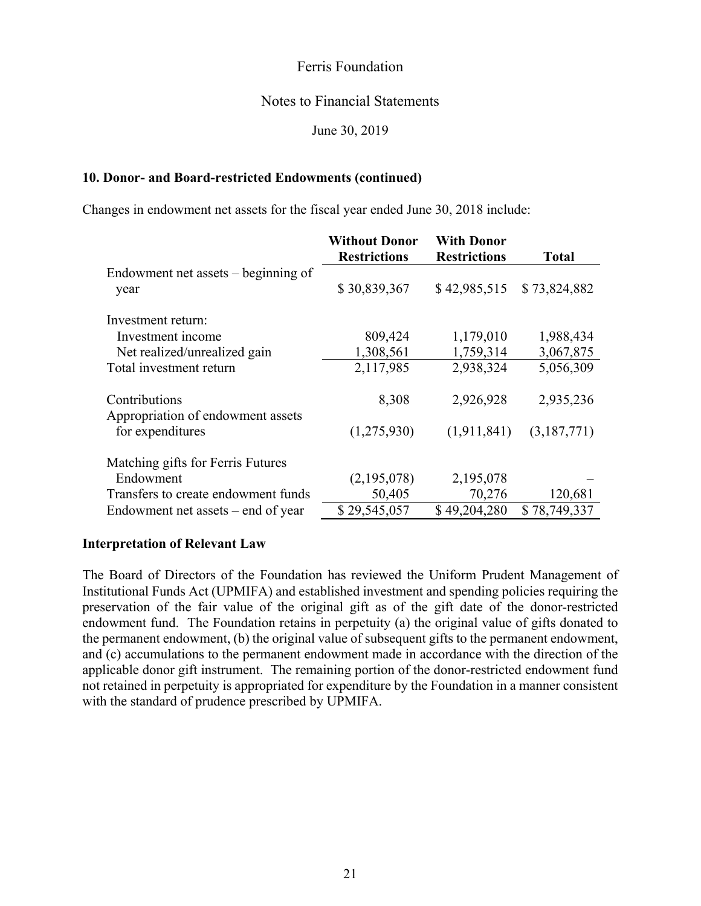## 10. Donor- and Board-restricted Endowments (continued)

Changes in endowment net assets for the fiscal year ended June 30, 2018 include:

| | Without Donor Restrictions | With Donor Restrictions | Total |
|---|---|---|---|
| Endowment net assets – beginning of year | $ 30,839,367 | $ 42,985,515 | $ 73,824,882 |
| Investment return: | | | |
| Investment income | 809,424 | 1,179,010 | 1,988,434 |
| Net realized/unrealized gain | 1,308,561 | 1,759,314 | 3,067,875 |
| Total investment return | 2,117,985 | 2,938,324 | 5,056,309 |
| Contributions | 8,308 | 2,926,928 | 2,935,236 |
| Appropriation of endowment assets for expenditures | (1,275,930) | (1,911,841) | (3,187,771) |
| Matching gifts for Ferris Futures Endowment | (2,195,078) | 2,195,078 | – |
| Transfers to create endowment funds | 50,405 | 70,276 | 120,681 |
| Endowment net assets – end of year | $ 29,545,057 | $ 49,204,280 | $ 78,749,337 |

### Interpretation of Relevant Law

The Board of Directors of the Foundation has reviewed the Uniform Prudent Management of Institutional Funds Act (UPMIFA) and established investment and spending policies requiring the preservation of the fair value of the original gift as of the gift date of the donor-restricted endowment fund. The Foundation retains in perpetuity (a) the original value of gifts donated to the permanent endowment, (b) the original value of subsequent gifts to the permanent endowment, and (c) accumulations to the permanent endowment made in accordance with the direction of the applicable donor gift instrument. The remaining portion of the donor-restricted endowment fund not retained in perpetuity is appropriated for expenditure by the Foundation in a manner consistent with the standard of prudence prescribed by UPMIFA.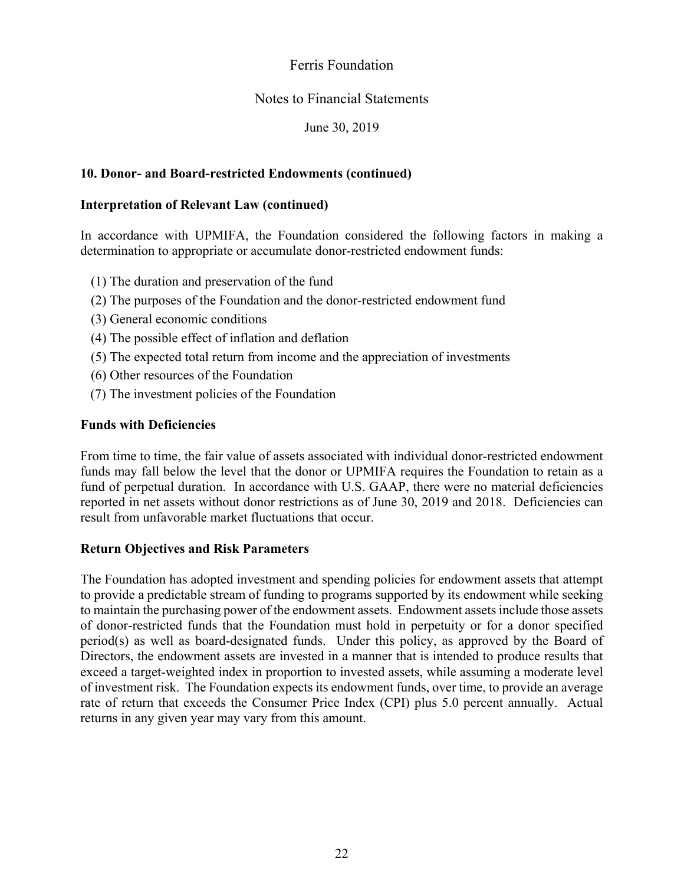## 10. Donor- and Board-restricted Endowments (continued)

### Interpretation of Relevant Law (continued)

In accordance with UPMIFA, the Foundation considered the following factors in making a determination to appropriate or accumulate donor-restricted endowment funds:

(1) The duration and preservation of the fund
(2) The purposes of the Foundation and the donor-restricted endowment fund
(3) General economic conditions
(4) The possible effect of inflation and deflation
(5) The expected total return from income and the appreciation of investments
(6) Other resources of the Foundation
(7) The investment policies of the Foundation

### Funds with Deficiencies

From time to time, the fair value of assets associated with individual donor-restricted endowment funds may fall below the level that the donor or UPMIFA requires the Foundation to retain as a fund of perpetual duration. In accordance with U.S. GAAP, there were no material deficiencies reported in net assets without donor restrictions as of June 30, 2019 and 2018. Deficiencies can result from unfavorable market fluctuations that occur.

### Return Objectives and Risk Parameters

The Foundation has adopted investment and spending policies for endowment assets that attempt to provide a predictable stream of funding to programs supported by its endowment while seeking to maintain the purchasing power of the endowment assets. Endowment assets include those assets of donor-restricted funds that the Foundation must hold in perpetuity or for a donor specified period(s) as well as board-designated funds. Under this policy, as approved by the Board of Directors, the endowment assets are invested in a manner that is intended to produce results that exceed a target-weighted index in proportion to invested assets, while assuming a moderate level of investment risk. The Foundation expects its endowment funds, over time, to provide an average rate of return that exceeds the Consumer Price Index (CPI) plus 5.0 percent annually. Actual returns in any given year may vary from this amount.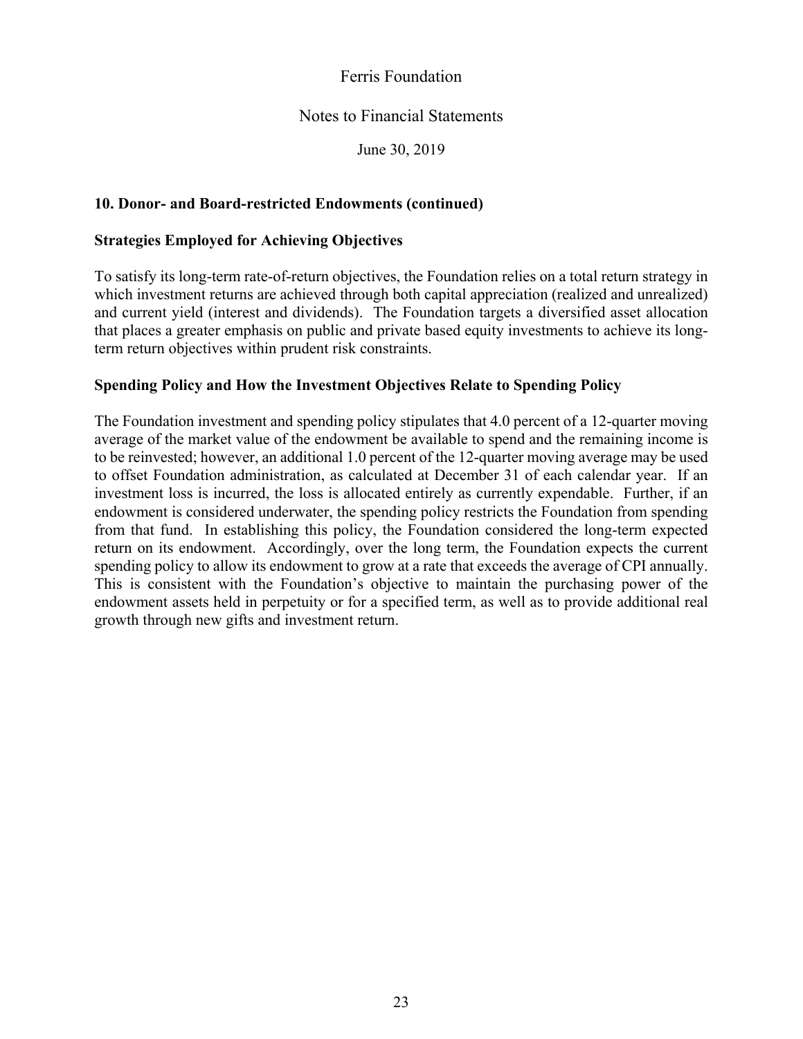### 10. Donor- and Board-restricted Endowments (continued)

**Strategies Employed for Achieving Objectives**

To satisfy its long-term rate-of-return objectives, the Foundation relies on a total return strategy in which investment returns are achieved through both capital appreciation (realized and unrealized) and current yield (interest and dividends). The Foundation targets a diversified asset allocation that places a greater emphasis on public and private based equity investments to achieve its long-term return objectives within prudent risk constraints.

**Spending Policy and How the Investment Objectives Relate to Spending Policy**

The Foundation investment and spending policy stipulates that 4.0 percent of a 12-quarter moving average of the market value of the endowment be available to spend and the remaining income is to be reinvested; however, an additional 1.0 percent of the 12-quarter moving average may be used to offset Foundation administration, as calculated at December 31 of each calendar year. If an investment loss is incurred, the loss is allocated entirely as currently expendable. Further, if an endowment is considered underwater, the spending policy restricts the Foundation from spending from that fund. In establishing this policy, the Foundation considered the long-term expected return on its endowment. Accordingly, over the long term, the Foundation expects the current spending policy to allow its endowment to grow at a rate that exceeds the average of CPI annually. This is consistent with the Foundation's objective to maintain the purchasing power of the endowment assets held in perpetuity or for a specified term, as well as to provide additional real growth through new gifts and investment return.